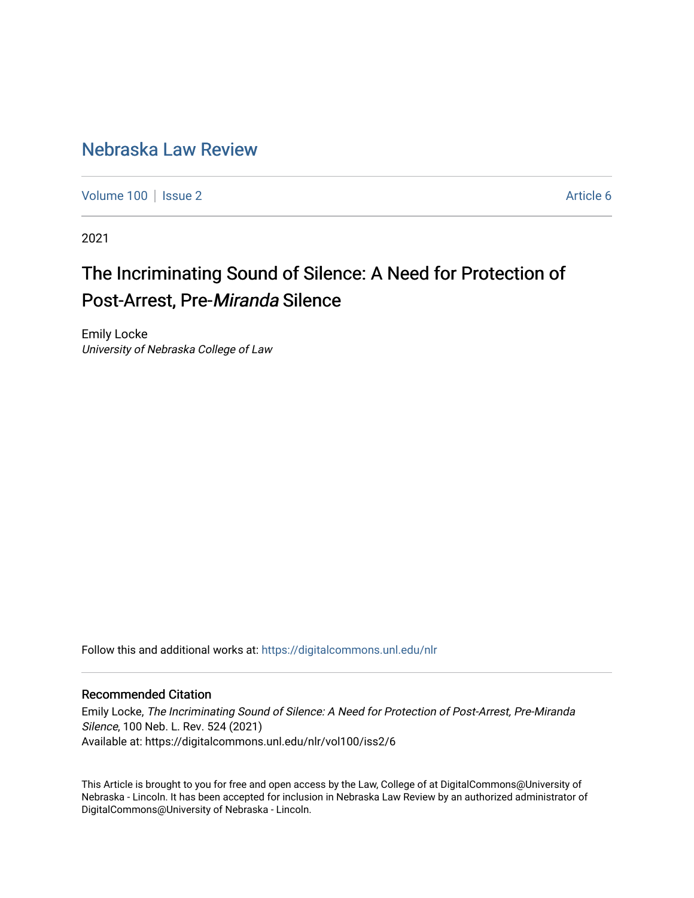# Nebraska Law Review

Volume 100 | Issue 2 Article 6

2021

## The Incriminating Sound of Silence: A Need for Protection of Post-Arrest, Pre-*Miranda* Silence

Emily Locke
*University of Nebraska College of Law*

Follow this and additional works at: https://digitalcommons.unl.edu/nlr

### Recommended Citation

Emily Locke, *The Incriminating Sound of Silence: A Need for Protection of Post-Arrest, Pre-Miranda Silence*, 100 Neb. L. Rev. 524 (2021)
Available at: https://digitalcommons.unl.edu/nlr/vol100/iss2/6

This Article is brought to you for free and open access by the Law, College of at DigitalCommons@University of Nebraska - Lincoln. It has been accepted for inclusion in Nebraska Law Review by an authorized administrator of DigitalCommons@University of Nebraska - Lincoln.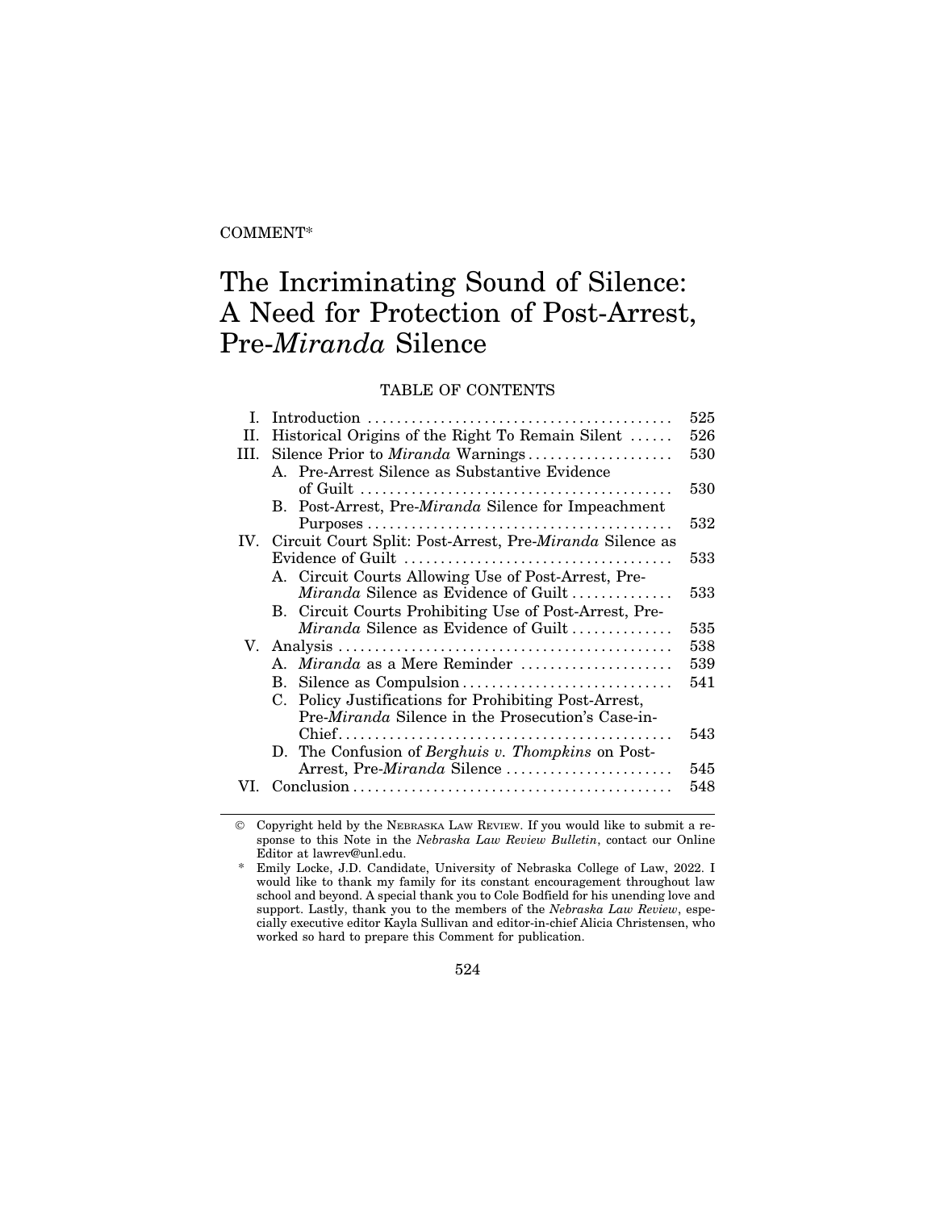COMMENT*

# The Incriminating Sound of Silence: A Need for Protection of Post-Arrest, Pre-*Miranda* Silence

## TABLE OF CONTENTS

| | | |
|---|---|---|
| I. | Introduction | 525 |
| II. | Historical Origins of the Right To Remain Silent | 526 |
| III. | Silence Prior to *Miranda* Warnings | 530 |
| | A. Pre-Arrest Silence as Substantive Evidence of Guilt | 530 |
| | B. Post-Arrest, Pre-*Miranda* Silence for Impeachment Purposes | 532 |
| IV. | Circuit Court Split: Post-Arrest, Pre-*Miranda* Silence as Evidence of Guilt | 533 |
| | A. Circuit Courts Allowing Use of Post-Arrest, Pre-*Miranda* Silence as Evidence of Guilt | 533 |
| | B. Circuit Courts Prohibiting Use of Post-Arrest, Pre-*Miranda* Silence as Evidence of Guilt | 535 |
| V. | Analysis | 538 |
| | A. *Miranda* as a Mere Reminder | 539 |
| | B. Silence as Compulsion | 541 |
| | C. Policy Justifications for Prohibiting Post-Arrest, Pre-*Miranda* Silence in the Prosecution's Case-in-Chief | 543 |
| | D. The Confusion of *Berghuis v. Thompkins* on Post-Arrest, Pre-*Miranda* Silence | 545 |
| VI. | Conclusion | 548 |

© Copyright held by the NEBRASKA LAW REVIEW. If you would like to submit a response to this Note in the *Nebraska Law Review Bulletin*, contact our Online Editor at lawrev@unl.edu.

\* Emily Locke, J.D. Candidate, University of Nebraska College of Law, 2022. I would like to thank my family for its constant encouragement throughout law school and beyond. A special thank you to Cole Bodfield for his unending love and support. Lastly, thank you to the members of the *Nebraska Law Review*, especially executive editor Kayla Sullivan and editor-in-chief Alicia Christensen, who worked so hard to prepare this Comment for publication.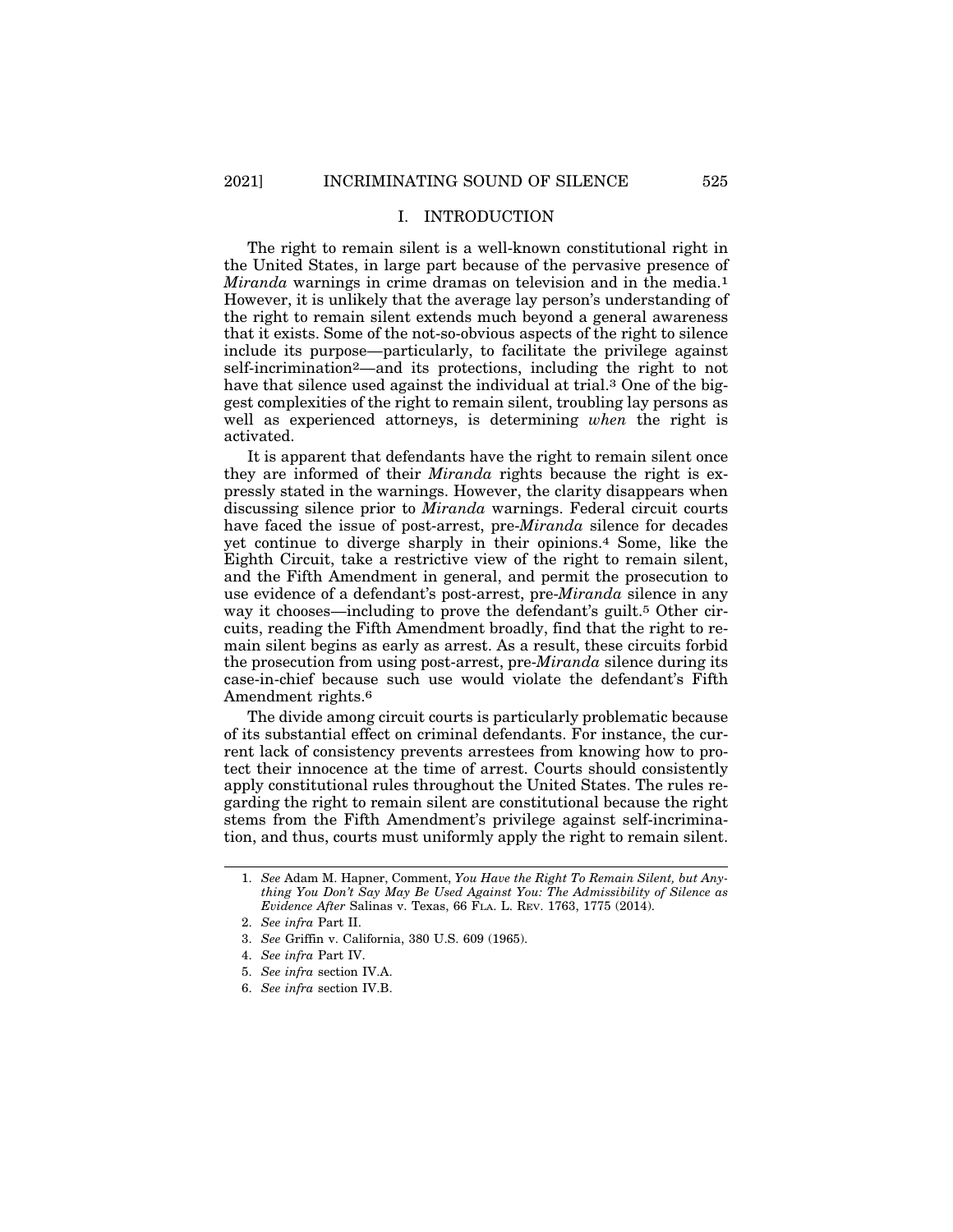## I. INTRODUCTION

The right to remain silent is a well-known constitutional right in the United States, in large part because of the pervasive presence of *Miranda* warnings in crime dramas on television and in the media.[1] However, it is unlikely that the average lay person's understanding of the right to remain silent extends much beyond a general awareness that it exists. Some of the not-so-obvious aspects of the right to silence include its purpose—particularly, to facilitate the privilege against self-incrimination[2]—and its protections, including the right to not have that silence used against the individual at trial.[3] One of the biggest complexities of the right to remain silent, troubling lay persons as well as experienced attorneys, is determining *when* the right is activated.

It is apparent that defendants have the right to remain silent once they are informed of their *Miranda* rights because the right is expressly stated in the warnings. However, the clarity disappears when discussing silence prior to *Miranda* warnings. Federal circuit courts have faced the issue of post-arrest, pre-*Miranda* silence for decades yet continue to diverge sharply in their opinions.[4] Some, like the Eighth Circuit, take a restrictive view of the right to remain silent, and the Fifth Amendment in general, and permit the prosecution to use evidence of a defendant's post-arrest, pre-*Miranda* silence in any way it chooses—including to prove the defendant's guilt.[5] Other circuits, reading the Fifth Amendment broadly, find that the right to remain silent begins as early as arrest. As a result, these circuits forbid the prosecution from using post-arrest, pre-*Miranda* silence during its case-in-chief because such use would violate the defendant's Fifth Amendment rights.[6]

The divide among circuit courts is particularly problematic because of its substantial effect on criminal defendants. For instance, the current lack of consistency prevents arrestees from knowing how to protect their innocence at the time of arrest. Courts should consistently apply constitutional rules throughout the United States. The rules regarding the right to remain silent are constitutional because the right stems from the Fifth Amendment's privilege against self-incrimination, and thus, courts must uniformly apply the right to remain silent.

---

1. *See* Adam M. Hapner, Comment, *You Have the Right To Remain Silent, but Anything You Don't Say May Be Used Against You: The Admissibility of Silence as Evidence After* Salinas v. Texas, 66 FLA. L. REV. 1763, 1775 (2014).
2. *See infra* Part II.
3. *See* Griffin v. California, 380 U.S. 609 (1965).
4. *See infra* Part IV.
5. *See infra* section IV.A.
6. *See infra* section IV.B.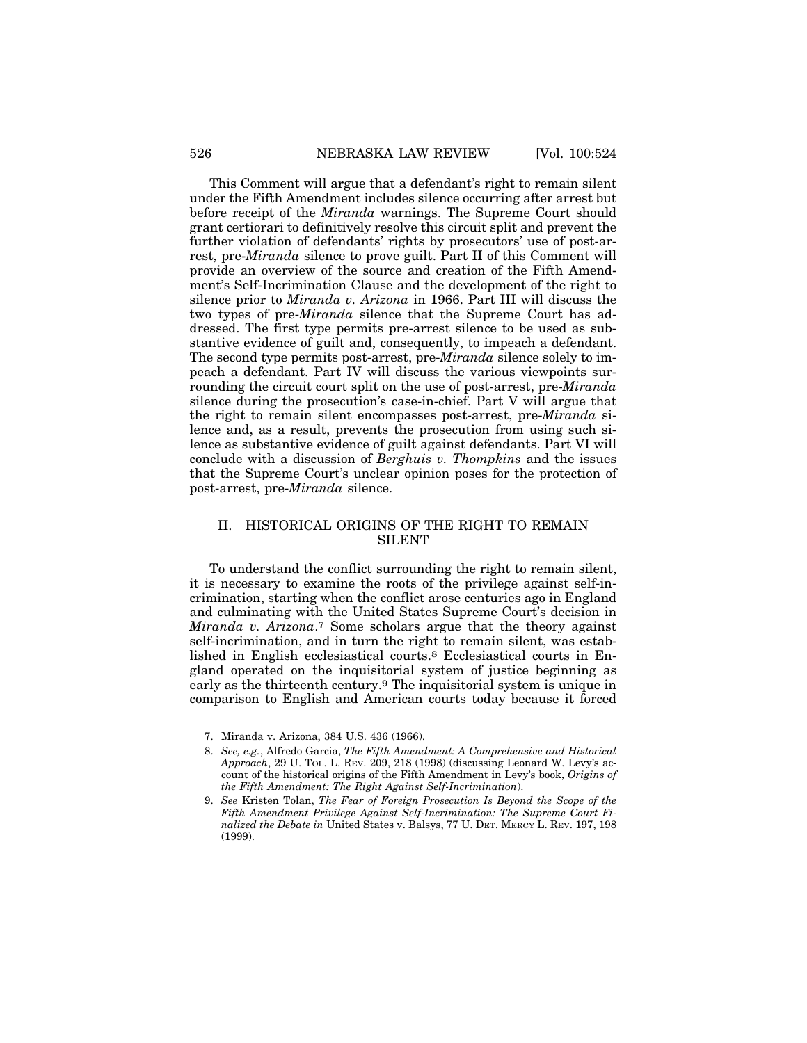This Comment will argue that a defendant's right to remain silent under the Fifth Amendment includes silence occurring after arrest but before receipt of the *Miranda* warnings. The Supreme Court should grant certiorari to definitively resolve this circuit split and prevent the further violation of defendants' rights by prosecutors' use of post-arrest, pre-*Miranda* silence to prove guilt. Part II of this Comment will provide an overview of the source and creation of the Fifth Amendment's Self-Incrimination Clause and the development of the right to silence prior to *Miranda v. Arizona* in 1966. Part III will discuss the two types of pre-*Miranda* silence that the Supreme Court has addressed. The first type permits pre-arrest silence to be used as substantive evidence of guilt and, consequently, to impeach a defendant. The second type permits post-arrest, pre-*Miranda* silence solely to impeach a defendant. Part IV will discuss the various viewpoints surrounding the circuit court split on the use of post-arrest, pre-*Miranda* silence during the prosecution's case-in-chief. Part V will argue that the right to remain silent encompasses post-arrest, pre-*Miranda* silence and, as a result, prevents the prosecution from using such silence as substantive evidence of guilt against defendants. Part VI will conclude with a discussion of *Berghuis v. Thompkins* and the issues that the Supreme Court's unclear opinion poses for the protection of post-arrest, pre-*Miranda* silence.

## II. HISTORICAL ORIGINS OF THE RIGHT TO REMAIN SILENT

To understand the conflict surrounding the right to remain silent, it is necessary to examine the roots of the privilege against self-incrimination, starting when the conflict arose centuries ago in England and culminating with the United States Supreme Court's decision in *Miranda v. Arizona*.[7] Some scholars argue that the theory against self-incrimination, and in turn the right to remain silent, was established in English ecclesiastical courts.[8] Ecclesiastical courts in England operated on the inquisitorial system of justice beginning as early as the thirteenth century.[9] The inquisitorial system is unique in comparison to English and American courts today because it forced

7. Miranda v. Arizona, 384 U.S. 436 (1966).

8. *See, e.g.*, Alfredo Garcia, *The Fifth Amendment: A Comprehensive and Historical Approach*, 29 U. TOL. L. REV. 209, 218 (1998) (discussing Leonard W. Levy's account of the historical origins of the Fifth Amendment in Levy's book, *Origins of the Fifth Amendment: The Right Against Self-Incrimination*).

9. *See* Kristen Tolan, *The Fear of Foreign Prosecution Is Beyond the Scope of the Fifth Amendment Privilege Against Self-Incrimination: The Supreme Court Finalized the Debate in* United States v. Balsys, 77 U. DET. MERCY L. REV. 197, 198 (1999).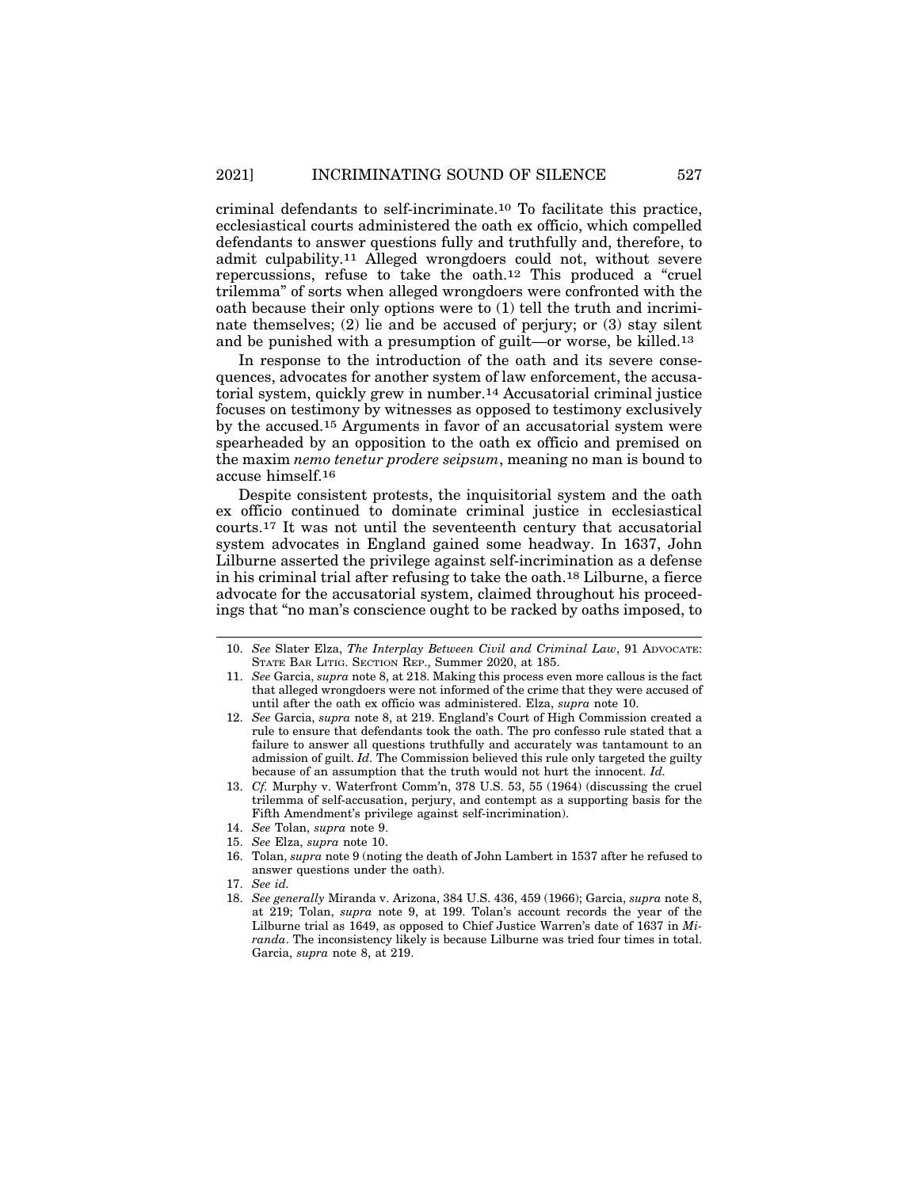criminal defendants to self-incriminate.[10] To facilitate this practice, ecclesiastical courts administered the oath ex officio, which compelled defendants to answer questions fully and truthfully and, therefore, to admit culpability.[11] Alleged wrongdoers could not, without severe repercussions, refuse to take the oath.[12] This produced a "cruel trilemma" of sorts when alleged wrongdoers were confronted with the oath because their only options were to (1) tell the truth and incriminate themselves; (2) lie and be accused of perjury; or (3) stay silent and be punished with a presumption of guilt—or worse, be killed.[13]

In response to the introduction of the oath and its severe consequences, advocates for another system of law enforcement, the accusatorial system, quickly grew in number.[14] Accusatorial criminal justice focuses on testimony by witnesses as opposed to testimony exclusively by the accused.[15] Arguments in favor of an accusatorial system were spearheaded by an opposition to the oath ex officio and premised on the maxim *nemo tenetur prodere seipsum*, meaning no man is bound to accuse himself.[16]

Despite consistent protests, the inquisitorial system and the oath ex officio continued to dominate criminal justice in ecclesiastical courts.[17] It was not until the seventeenth century that accusatorial system advocates in England gained some headway. In 1637, John Lilburne asserted the privilege against self-incrimination as a defense in his criminal trial after refusing to take the oath.[18] Lilburne, a fierce advocate for the accusatorial system, claimed throughout his proceedings that "no man's conscience ought to be racked by oaths imposed, to

---

10. *See* Slater Elza, *The Interplay Between Civil and Criminal Law*, 91 ADVOCATE: STATE BAR LITIG. SECTION REP., Summer 2020, at 185.

11. *See* Garcia, *supra* note 8, at 218. Making this process even more callous is the fact that alleged wrongdoers were not informed of the crime that they were accused of until after the oath ex officio was administered. Elza, *supra* note 10.

12. *See* Garcia, *supra* note 8, at 219. England's Court of High Commission created a rule to ensure that defendants took the oath. The pro confesso rule stated that a failure to answer all questions truthfully and accurately was tantamount to an admission of guilt. *Id.* The Commission believed this rule only targeted the guilty because of an assumption that the truth would not hurt the innocent. *Id.*

13. *Cf.* Murphy v. Waterfront Comm'n, 378 U.S. 53, 55 (1964) (discussing the cruel trilemma of self-accusation, perjury, and contempt as a supporting basis for the Fifth Amendment's privilege against self-incrimination).

14. *See* Tolan, *supra* note 9.

15. *See* Elza, *supra* note 10.

16. Tolan, *supra* note 9 (noting the death of John Lambert in 1537 after he refused to answer questions under the oath).

17. *See id.*

18. *See generally* Miranda v. Arizona, 384 U.S. 436, 459 (1966); Garcia, *supra* note 8, at 219; Tolan, *supra* note 9, at 199. Tolan's account records the year of the Lilburne trial as 1649, as opposed to Chief Justice Warren's date of 1637 in *Miranda*. The inconsistency likely is because Lilburne was tried four times in total. Garcia, *supra* note 8, at 219.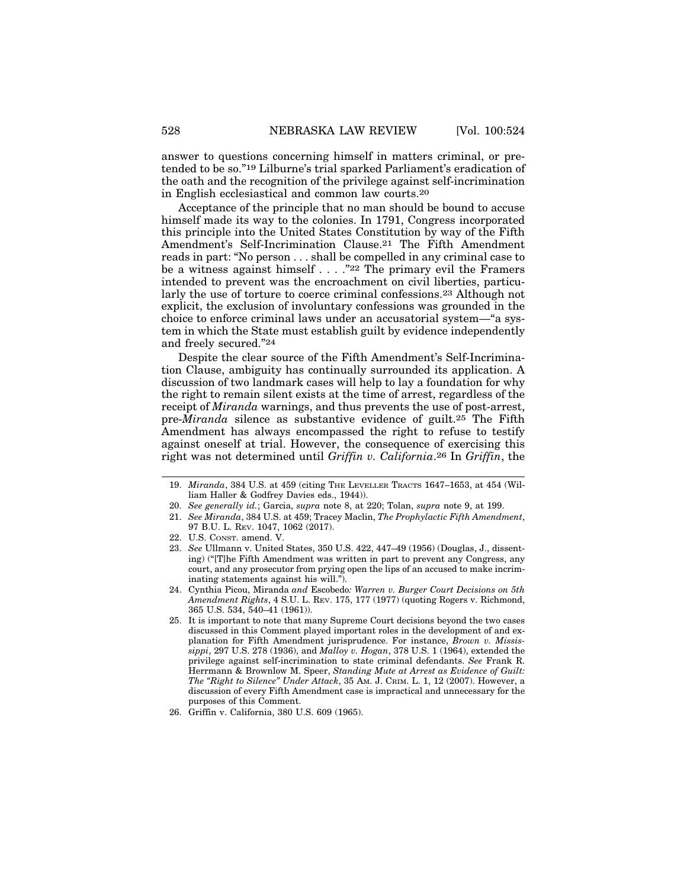answer to questions concerning himself in matters criminal, or pretended to be so."[19] Lilburne's trial sparked Parliament's eradication of the oath and the recognition of the privilege against self-incrimination in English ecclesiastical and common law courts.[20]

Acceptance of the principle that no man should be bound to accuse himself made its way to the colonies. In 1791, Congress incorporated this principle into the United States Constitution by way of the Fifth Amendment's Self-Incrimination Clause.[21] The Fifth Amendment reads in part: "No person . . . shall be compelled in any criminal case to be a witness against himself . . . ."[22] The primary evil the Framers intended to prevent was the encroachment on civil liberties, particularly the use of torture to coerce criminal confessions.[23] Although not explicit, the exclusion of involuntary confessions was grounded in the choice to enforce criminal laws under an accusatorial system—"a system in which the State must establish guilt by evidence independently and freely secured."[24]

Despite the clear source of the Fifth Amendment's Self-Incrimination Clause, ambiguity has continually surrounded its application. A discussion of two landmark cases will help to lay a foundation for why the right to remain silent exists at the time of arrest, regardless of the receipt of *Miranda* warnings, and thus prevents the use of post-arrest, pre-*Miranda* silence as substantive evidence of guilt.[25] The Fifth Amendment has always encompassed the right to refuse to testify against oneself at trial. However, the consequence of exercising this right was not determined until *Griffin v. California*.[26] In *Griffin*, the

---

19. *Miranda*, 384 U.S. at 459 (citing The Leveller Tracts 1647–1653, at 454 (William Haller & Godfrey Davies eds., 1944)).
20. *See generally id.*; Garcia, *supra* note 8, at 220; Tolan, *supra* note 9, at 199.
21. *See Miranda*, 384 U.S. at 459; Tracey Maclin, *The Prophylactic Fifth Amendment*, 97 B.U. L. Rev. 1047, 1062 (2017).
22. U.S. Const. amend. V.
23. *See* Ullmann v. United States, 350 U.S. 422, 447–49 (1956) (Douglas, J., dissenting) ("[T]he Fifth Amendment was written in part to prevent any Congress, any court, and any prosecutor from prying open the lips of an accused to make incriminating statements against his will.").
24. Cynthia Picou, Miranda *and* Escobedo*: Warren v. Burger Court Decisions on 5th Amendment Rights*, 4 S.U. L. Rev. 175, 177 (1977) (quoting Rogers v. Richmond, 365 U.S. 534, 540–41 (1961)).
25. It is important to note that many Supreme Court decisions beyond the two cases discussed in this Comment played important roles in the development of and explanation for Fifth Amendment jurisprudence. For instance, *Brown v. Mississippi*, 297 U.S. 278 (1936), and *Malloy v. Hogan*, 378 U.S. 1 (1964), extended the privilege against self-incrimination to state criminal defendants. *See* Frank R. Herrmann & Brownlow M. Speer, *Standing Mute at Arrest as Evidence of Guilt: The "Right to Silence" Under Attack*, 35 Am. J. Crim. L. 1, 12 (2007). However, a discussion of every Fifth Amendment case is impractical and unnecessary for the purposes of this Comment.
26. Griffin v. California, 380 U.S. 609 (1965).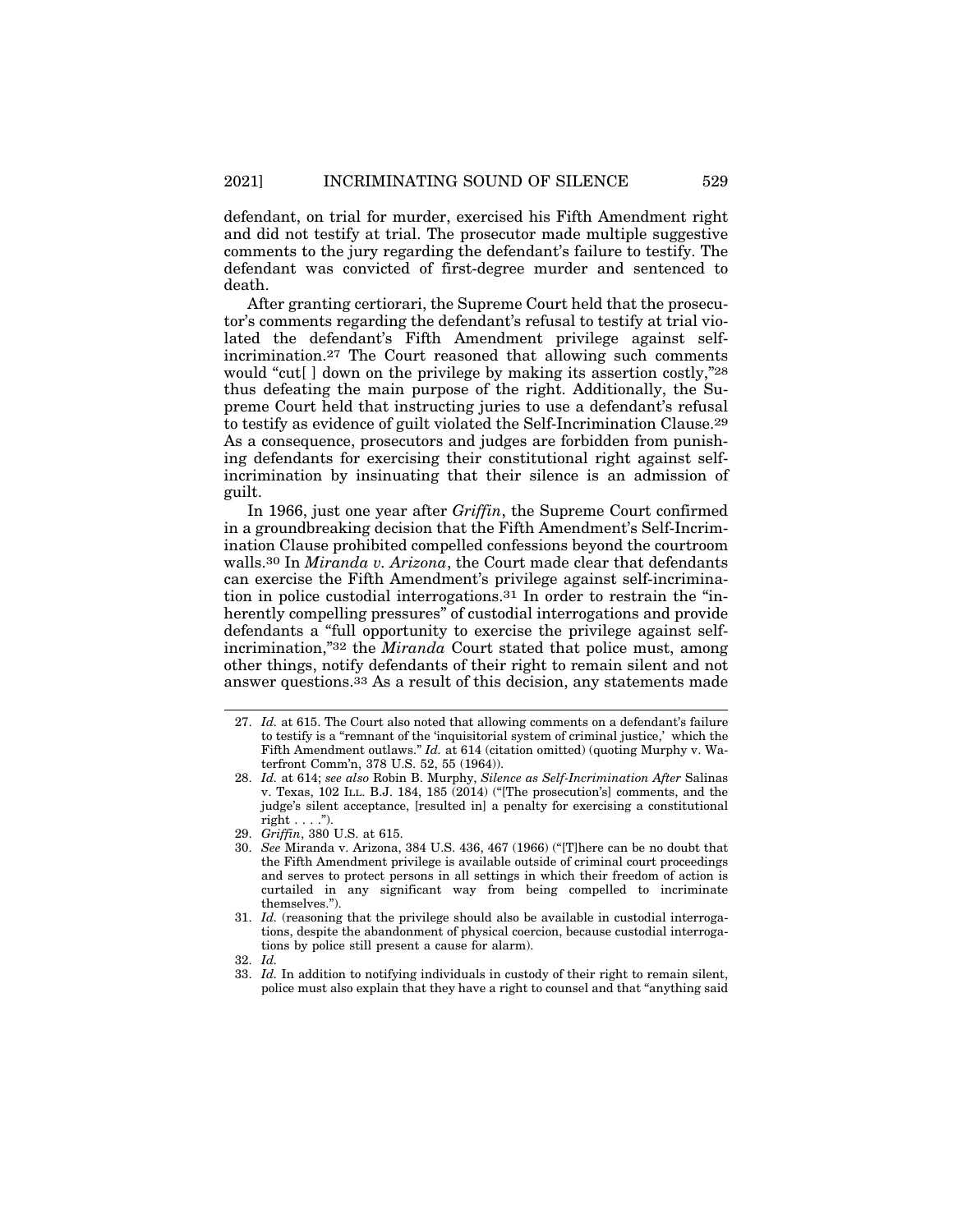defendant, on trial for murder, exercised his Fifth Amendment right and did not testify at trial. The prosecutor made multiple suggestive comments to the jury regarding the defendant's failure to testify. The defendant was convicted of first-degree murder and sentenced to death.

After granting certiorari, the Supreme Court held that the prosecutor's comments regarding the defendant's refusal to testify at trial violated the defendant's Fifth Amendment privilege against self-incrimination.[27] The Court reasoned that allowing such comments would "cut[ ] down on the privilege by making its assertion costly,"[28] thus defeating the main purpose of the right. Additionally, the Supreme Court held that instructing juries to use a defendant's refusal to testify as evidence of guilt violated the Self-Incrimination Clause.[29] As a consequence, prosecutors and judges are forbidden from punishing defendants for exercising their constitutional right against self-incrimination by insinuating that their silence is an admission of guilt.

In 1966, just one year after *Griffin*, the Supreme Court confirmed in a groundbreaking decision that the Fifth Amendment's Self-Incrimination Clause prohibited compelled confessions beyond the courtroom walls.[30] In *Miranda v. Arizona*, the Court made clear that defendants can exercise the Fifth Amendment's privilege against self-incrimination in police custodial interrogations.[31] In order to restrain the "inherently compelling pressures" of custodial interrogations and provide defendants a "full opportunity to exercise the privilege against self-incrimination,"[32] the *Miranda* Court stated that police must, among other things, notify defendants of their right to remain silent and not answer questions.[33] As a result of this decision, any statements made

---

27. *Id.* at 615. The Court also noted that allowing comments on a defendant's failure to testify is a "remnant of the 'inquisitorial system of criminal justice,' which the Fifth Amendment outlaws." *Id.* at 614 (citation omitted) (quoting Murphy v. Waterfront Comm'n, 378 U.S. 52, 55 (1964)).

28. *Id.* at 614; *see also* Robin B. Murphy, *Silence as Self-Incrimination After* Salinas v. Texas, 102 ILL. B.J. 184, 185 (2014) ("[The prosecution's] comments, and the judge's silent acceptance, [resulted in] a penalty for exercising a constitutional right . . . .").

29. *Griffin*, 380 U.S. at 615.

30. *See* Miranda v. Arizona, 384 U.S. 436, 467 (1966) ("[T]here can be no doubt that the Fifth Amendment privilege is available outside of criminal court proceedings and serves to protect persons in all settings in which their freedom of action is curtailed in any significant way from being compelled to incriminate themselves.").

31. *Id.* (reasoning that the privilege should also be available in custodial interrogations, despite the abandonment of physical coercion, because custodial interrogations by police still present a cause for alarm).

32. *Id.*

33. *Id.* In addition to notifying individuals in custody of their right to remain silent, police must also explain that they have a right to counsel and that "anything said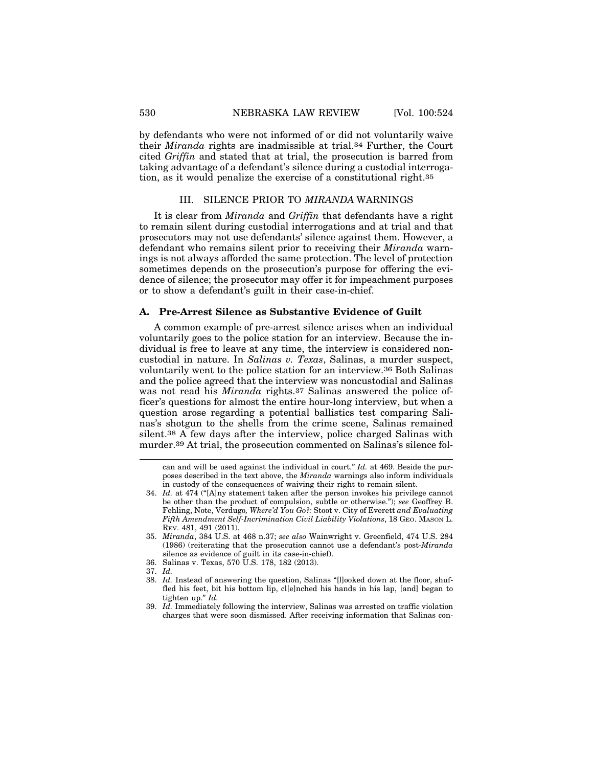by defendants who were not informed of or did not voluntarily waive their *Miranda* rights are inadmissible at trial.[34] Further, the Court cited *Griffin* and stated that at trial, the prosecution is barred from taking advantage of a defendant's silence during a custodial interrogation, as it would penalize the exercise of a constitutional right.[35]

## III. SILENCE PRIOR TO *MIRANDA* WARNINGS

It is clear from *Miranda* and *Griffin* that defendants have a right to remain silent during custodial interrogations and at trial and that prosecutors may not use defendants' silence against them. However, a defendant who remains silent prior to receiving their *Miranda* warnings is not always afforded the same protection. The level of protection sometimes depends on the prosecution's purpose for offering the evidence of silence; the prosecutor may offer it for impeachment purposes or to show a defendant's guilt in their case-in-chief.

### A. Pre-Arrest Silence as Substantive Evidence of Guilt

A common example of pre-arrest silence arises when an individual voluntarily goes to the police station for an interview. Because the individual is free to leave at any time, the interview is considered noncustodial in nature. In *Salinas v. Texas*, Salinas, a murder suspect, voluntarily went to the police station for an interview.[36] Both Salinas and the police agreed that the interview was noncustodial and Salinas was not read his *Miranda* rights.[37] Salinas answered the police officer's questions for almost the entire hour-long interview, but when a question arose regarding a potential ballistics test comparing Salinas's shotgun to the shells from the crime scene, Salinas remained silent.[38] A few days after the interview, police charged Salinas with murder.[39] At trial, the prosecution commented on Salinas's silence fol-

---

can and will be used against the individual in court." *Id.* at 469. Beside the purposes described in the text above, the *Miranda* warnings also inform individuals in custody of the consequences of waiving their right to remain silent.

34. *Id.* at 474 ("[A]ny statement taken after the person invokes his privilege cannot be other than the product of compulsion, subtle or otherwise."); *see* Geoffrey B. Fehling, Note, Verdugo*, Where'd You Go?:* Stoot v. City of Everett *and Evaluating Fifth Amendment Self-Incrimination Civil Liability Violations*, 18 GEO. MASON L. REV. 481, 491 (2011).

35. *Miranda*, 384 U.S. at 468 n.37; *see also* Wainwright v. Greenfield, 474 U.S. 284 (1986) (reiterating that the prosecution cannot use a defendant's post-*Miranda* silence as evidence of guilt in its case-in-chief).

36. Salinas v. Texas, 570 U.S. 178, 182 (2013).

37. *Id.*

38. *Id.* Instead of answering the question, Salinas "[l]ooked down at the floor, shuffled his feet, bit his bottom lip, cl[e]nched his hands in his lap, [and] began to tighten up." *Id.*

39. *Id.* Immediately following the interview, Salinas was arrested on traffic violation charges that were soon dismissed. After receiving information that Salinas con-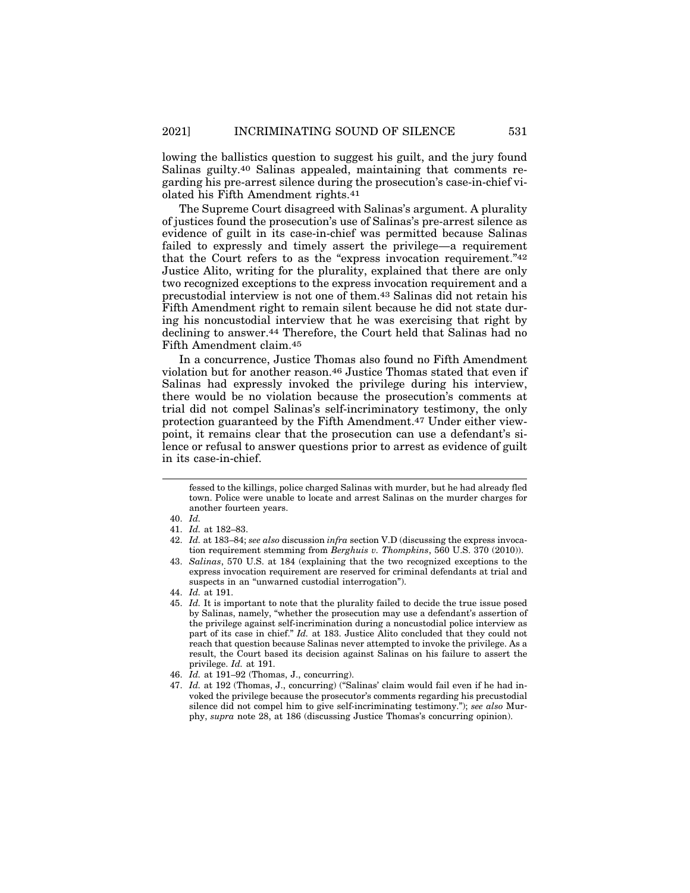lowing the ballistics question to suggest his guilt, and the jury found Salinas guilty.[40] Salinas appealed, maintaining that comments regarding his pre-arrest silence during the prosecution's case-in-chief violated his Fifth Amendment rights.[41]

The Supreme Court disagreed with Salinas's argument. A plurality of justices found the prosecution's use of Salinas's pre-arrest silence as evidence of guilt in its case-in-chief was permitted because Salinas failed to expressly and timely assert the privilege—a requirement that the Court refers to as the "express invocation requirement."[42] Justice Alito, writing for the plurality, explained that there are only two recognized exceptions to the express invocation requirement and a precustodial interview is not one of them.[43] Salinas did not retain his Fifth Amendment right to remain silent because he did not state during his noncustodial interview that he was exercising that right by declining to answer.[44] Therefore, the Court held that Salinas had no Fifth Amendment claim.[45]

In a concurrence, Justice Thomas also found no Fifth Amendment violation but for another reason.[46] Justice Thomas stated that even if Salinas had expressly invoked the privilege during his interview, there would be no violation because the prosecution's comments at trial did not compel Salinas's self-incriminatory testimony, the only protection guaranteed by the Fifth Amendment.[47] Under either viewpoint, it remains clear that the prosecution can use a defendant's silence or refusal to answer questions prior to arrest as evidence of guilt in its case-in-chief.

---

fessed to the killings, police charged Salinas with murder, but he had already fled town. Police were unable to locate and arrest Salinas on the murder charges for another fourteen years.

40. *Id.*

41. *Id.* at 182–83.

42. *Id.* at 183–84; *see also* discussion *infra* section V.D (discussing the express invocation requirement stemming from *Berghuis v. Thompkins*, 560 U.S. 370 (2010)).

43. *Salinas*, 570 U.S. at 184 (explaining that the two recognized exceptions to the express invocation requirement are reserved for criminal defendants at trial and suspects in an "unwarned custodial interrogation").

44. *Id.* at 191.

45. *Id.* It is important to note that the plurality failed to decide the true issue posed by Salinas, namely, "whether the prosecution may use a defendant's assertion of the privilege against self-incrimination during a noncustodial police interview as part of its case in chief." *Id.* at 183. Justice Alito concluded that they could not reach that question because Salinas never attempted to invoke the privilege. As a result, the Court based its decision against Salinas on his failure to assert the privilege. *Id.* at 191.

46. *Id.* at 191–92 (Thomas, J., concurring).

47. *Id.* at 192 (Thomas, J., concurring) ("Salinas' claim would fail even if he had invoked the privilege because the prosecutor's comments regarding his precustodial silence did not compel him to give self-incriminating testimony."); *see also* Murphy, *supra* note 28, at 186 (discussing Justice Thomas's concurring opinion).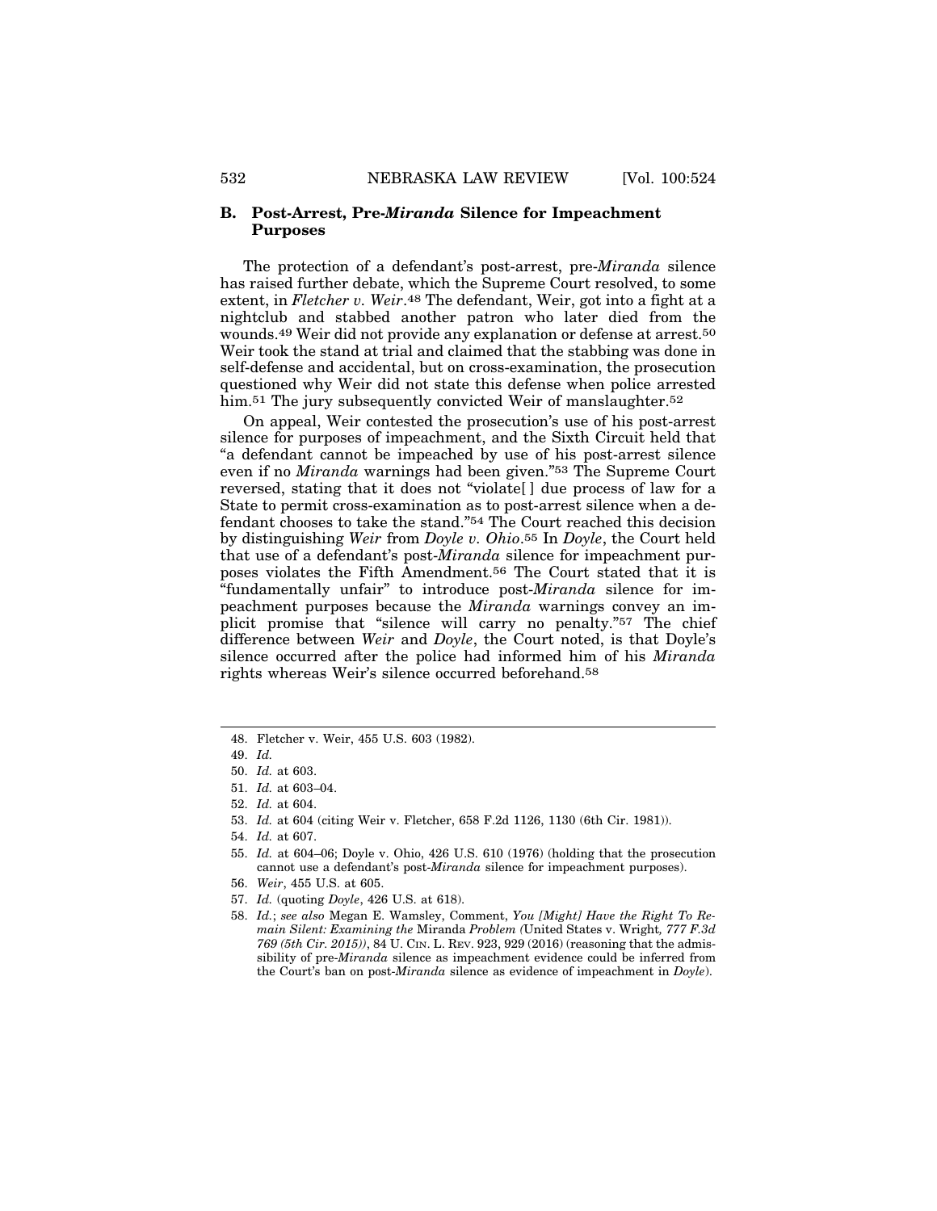### B. Post-Arrest, Pre-*Miranda* Silence for Impeachment Purposes

The protection of a defendant's post-arrest, pre-*Miranda* silence has raised further debate, which the Supreme Court resolved, to some extent, in *Fletcher v. Weir*.[48] The defendant, Weir, got into a fight at a nightclub and stabbed another patron who later died from the wounds.[49] Weir did not provide any explanation or defense at arrest.[50] Weir took the stand at trial and claimed that the stabbing was done in self-defense and accidental, but on cross-examination, the prosecution questioned why Weir did not state this defense when police arrested him.[51] The jury subsequently convicted Weir of manslaughter.[52]

On appeal, Weir contested the prosecution's use of his post-arrest silence for purposes of impeachment, and the Sixth Circuit held that "a defendant cannot be impeached by use of his post-arrest silence even if no *Miranda* warnings had been given."[53] The Supreme Court reversed, stating that it does not "violate[ ] due process of law for a State to permit cross-examination as to post-arrest silence when a defendant chooses to take the stand."[54] The Court reached this decision by distinguishing *Weir* from *Doyle v. Ohio*.[55] In *Doyle*, the Court held that use of a defendant's post-*Miranda* silence for impeachment purposes violates the Fifth Amendment.[56] The Court stated that it is "fundamentally unfair" to introduce post-*Miranda* silence for impeachment purposes because the *Miranda* warnings convey an implicit promise that "silence will carry no penalty."[57] The chief difference between *Weir* and *Doyle*, the Court noted, is that Doyle's silence occurred after the police had informed him of his *Miranda* rights whereas Weir's silence occurred beforehand.[58]

---

48. Fletcher v. Weir, 455 U.S. 603 (1982).
49. *Id.*
50. *Id.* at 603.
51. *Id.* at 603–04.
52. *Id.* at 604.
53. *Id.* at 604 (citing Weir v. Fletcher, 658 F.2d 1126, 1130 (6th Cir. 1981)).
54. *Id.* at 607.
55. *Id.* at 604–06; Doyle v. Ohio, 426 U.S. 610 (1976) (holding that the prosecution cannot use a defendant's post-*Miranda* silence for impeachment purposes).
56. *Weir*, 455 U.S. at 605.
57. *Id.* (quoting *Doyle*, 426 U.S. at 618).
58. *Id.*; *see also* Megan E. Wamsley, Comment, *You [Might] Have the Right To Remain Silent: Examining the* Miranda *Problem (*United States v. Wright*, 777 F.3d 769 (5th Cir. 2015))*, 84 U. CIN. L. REV. 923, 929 (2016) (reasoning that the admissibility of pre-*Miranda* silence as impeachment evidence could be inferred from the Court's ban on post-*Miranda* silence as evidence of impeachment in *Doyle*).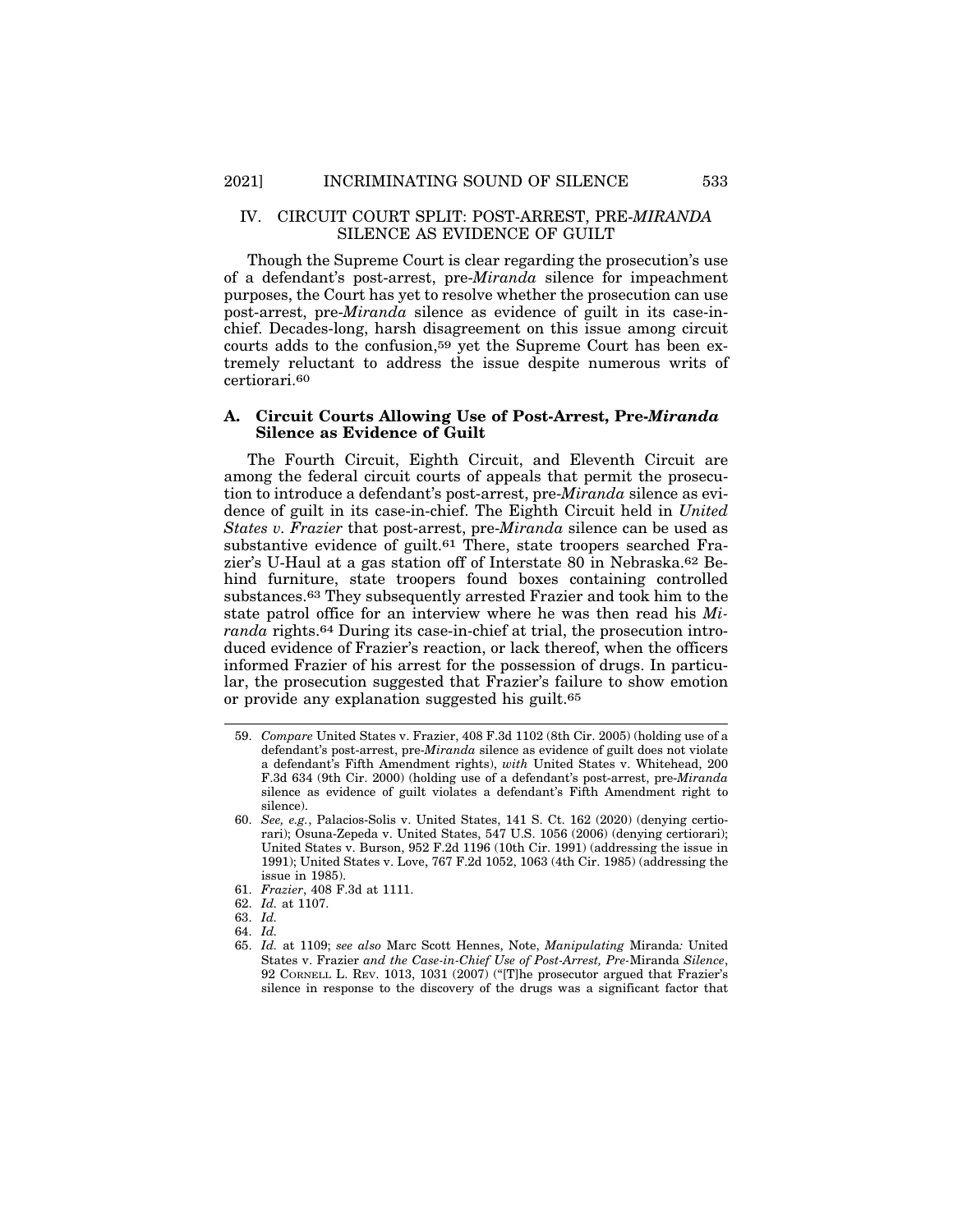## IV. CIRCUIT COURT SPLIT: POST-ARREST, PRE-*MIRANDA* SILENCE AS EVIDENCE OF GUILT

Though the Supreme Court is clear regarding the prosecution's use of a defendant's post-arrest, pre-*Miranda* silence for impeachment purposes, the Court has yet to resolve whether the prosecution can use post-arrest, pre-*Miranda* silence as evidence of guilt in its case-in-chief. Decades-long, harsh disagreement on this issue among circuit courts adds to the confusion,[59] yet the Supreme Court has been extremely reluctant to address the issue despite numerous writs of certiorari.[60]

### A. Circuit Courts Allowing Use of Post-Arrest, Pre-*Miranda* Silence as Evidence of Guilt

The Fourth Circuit, Eighth Circuit, and Eleventh Circuit are among the federal circuit courts of appeals that permit the prosecution to introduce a defendant's post-arrest, pre-*Miranda* silence as evidence of guilt in its case-in-chief. The Eighth Circuit held in *United States v. Frazier* that post-arrest, pre-*Miranda* silence can be used as substantive evidence of guilt.[61] There, state troopers searched Frazier's U-Haul at a gas station off of Interstate 80 in Nebraska.[62] Behind furniture, state troopers found boxes containing controlled substances.[63] They subsequently arrested Frazier and took him to the state patrol office for an interview where he was then read his *Miranda* rights.[64] During its case-in-chief at trial, the prosecution introduced evidence of Frazier's reaction, or lack thereof, when the officers informed Frazier of his arrest for the possession of drugs. In particular, the prosecution suggested that Frazier's failure to show emotion or provide any explanation suggested his guilt.[65]

---

59. *Compare* United States v. Frazier, 408 F.3d 1102 (8th Cir. 2005) (holding use of a defendant's post-arrest, pre-*Miranda* silence as evidence of guilt does not violate a defendant's Fifth Amendment rights), *with* United States v. Whitehead, 200 F.3d 634 (9th Cir. 2000) (holding use of a defendant's post-arrest, pre-*Miranda* silence as evidence of guilt violates a defendant's Fifth Amendment right to silence).

60. *See, e.g.*, Palacios-Solis v. United States, 141 S. Ct. 162 (2020) (denying certiorari); Osuna-Zepeda v. United States, 547 U.S. 1056 (2006) (denying certiorari); United States v. Burson, 952 F.2d 1196 (10th Cir. 1991) (addressing the issue in 1991); United States v. Love, 767 F.2d 1052, 1063 (4th Cir. 1985) (addressing the issue in 1985).

61. *Frazier*, 408 F.3d at 1111.

62. *Id.* at 1107.

63. *Id.*

64. *Id.*

65. *Id.* at 1109; *see also* Marc Scott Hennes, Note, *Manipulating* Miranda*: United States v. Frazier and the Case-in-Chief Use of Post-Arrest, Pre-*Miranda *Silence*, 92 CORNELL L. REV. 1013, 1031 (2007) ("[T]he prosecutor argued that Frazier's silence in response to the discovery of the drugs was a significant factor that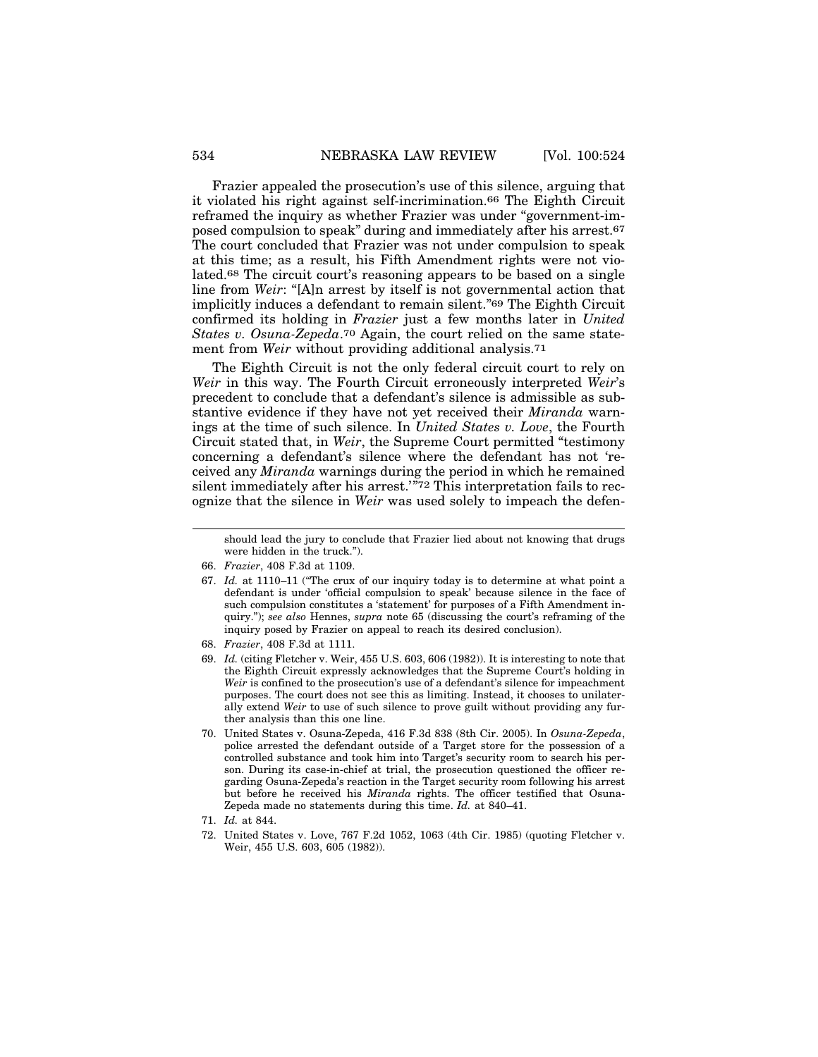Frazier appealed the prosecution's use of this silence, arguing that it violated his right against self-incrimination.[66] The Eighth Circuit reframed the inquiry as whether Frazier was under "government-imposed compulsion to speak" during and immediately after his arrest.[67] The court concluded that Frazier was not under compulsion to speak at this time; as a result, his Fifth Amendment rights were not violated.[68] The circuit court's reasoning appears to be based on a single line from *Weir*: "[A]n arrest by itself is not governmental action that implicitly induces a defendant to remain silent."[69] The Eighth Circuit confirmed its holding in *Frazier* just a few months later in *United States v. Osuna-Zepeda*.[70] Again, the court relied on the same statement from *Weir* without providing additional analysis.[71]

The Eighth Circuit is not the only federal circuit court to rely on *Weir* in this way. The Fourth Circuit erroneously interpreted *Weir*'s precedent to conclude that a defendant's silence is admissible as substantive evidence if they have not yet received their *Miranda* warnings at the time of such silence. In *United States v. Love*, the Fourth Circuit stated that, in *Weir*, the Supreme Court permitted "testimony concerning a defendant's silence where the defendant has not 'received any *Miranda* warnings during the period in which he remained silent immediately after his arrest.'"[72] This interpretation fails to recognize that the silence in *Weir* was used solely to impeach the defen-

---

should lead the jury to conclude that Frazier lied about not knowing that drugs were hidden in the truck.").

66. *Frazier*, 408 F.3d at 1109.

67. *Id.* at 1110–11 ("The crux of our inquiry today is to determine at what point a defendant is under 'official compulsion to speak' because silence in the face of such compulsion constitutes a 'statement' for purposes of a Fifth Amendment inquiry."); *see also* Hennes, *supra* note 65 (discussing the court's reframing of the inquiry posed by Frazier on appeal to reach its desired conclusion).

68. *Frazier*, 408 F.3d at 1111.

69. *Id.* (citing Fletcher v. Weir, 455 U.S. 603, 606 (1982)). It is interesting to note that the Eighth Circuit expressly acknowledges that the Supreme Court's holding in *Weir* is confined to the prosecution's use of a defendant's silence for impeachment purposes. The court does not see this as limiting. Instead, it chooses to unilaterally extend *Weir* to use of such silence to prove guilt without providing any further analysis than this one line.

70. United States v. Osuna-Zepeda, 416 F.3d 838 (8th Cir. 2005). In *Osuna-Zepeda*, police arrested the defendant outside of a Target store for the possession of a controlled substance and took him into Target's security room to search his person. During its case-in-chief at trial, the prosecution questioned the officer regarding Osuna-Zepeda's reaction in the Target security room following his arrest but before he received his *Miranda* rights. The officer testified that Osuna-Zepeda made no statements during this time. *Id.* at 840–41.

71. *Id.* at 844.

72. United States v. Love, 767 F.2d 1052, 1063 (4th Cir. 1985) (quoting Fletcher v. Weir, 455 U.S. 603, 605 (1982)).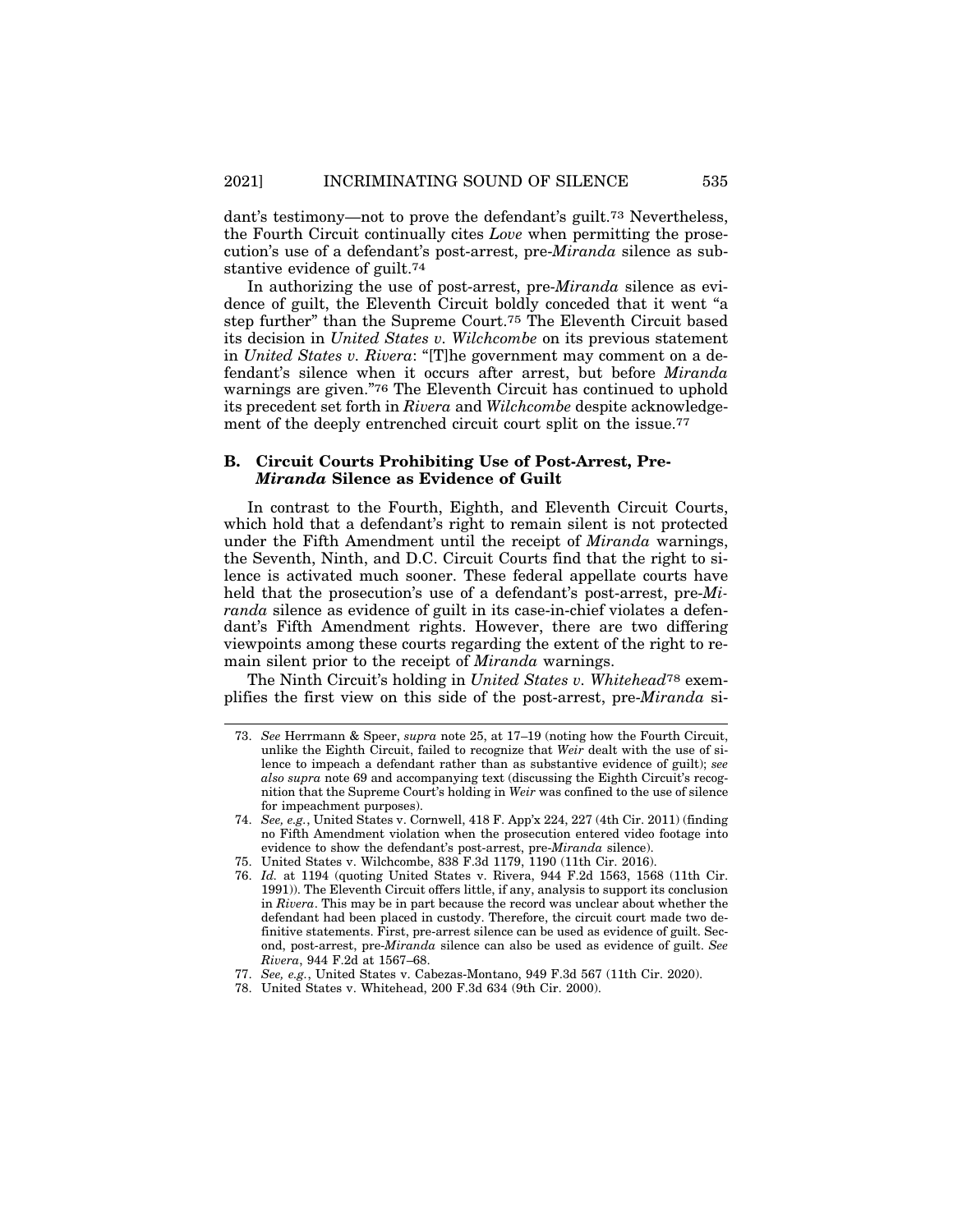dant's testimony—not to prove the defendant's guilt.[73] Nevertheless, the Fourth Circuit continually cites *Love* when permitting the prosecution's use of a defendant's post-arrest, pre-*Miranda* silence as substantive evidence of guilt.[74]

In authorizing the use of post-arrest, pre-*Miranda* silence as evidence of guilt, the Eleventh Circuit boldly conceded that it went "a step further" than the Supreme Court.[75] The Eleventh Circuit based its decision in *United States v. Wilchcombe* on its previous statement in *United States v. Rivera*: "[T]he government may comment on a defendant's silence when it occurs after arrest, but before *Miranda* warnings are given."[76] The Eleventh Circuit has continued to uphold its precedent set forth in *Rivera* and *Wilchcombe* despite acknowledgement of the deeply entrenched circuit court split on the issue.[77]

### B. Circuit Courts Prohibiting Use of Post-Arrest, Pre-*Miranda* Silence as Evidence of Guilt

In contrast to the Fourth, Eighth, and Eleventh Circuit Courts, which hold that a defendant's right to remain silent is not protected under the Fifth Amendment until the receipt of *Miranda* warnings, the Seventh, Ninth, and D.C. Circuit Courts find that the right to silence is activated much sooner. These federal appellate courts have held that the prosecution's use of a defendant's post-arrest, pre-*Miranda* silence as evidence of guilt in its case-in-chief violates a defendant's Fifth Amendment rights. However, there are two differing viewpoints among these courts regarding the extent of the right to remain silent prior to the receipt of *Miranda* warnings.

The Ninth Circuit's holding in *United States v. Whitehead*[78] exemplifies the first view on this side of the post-arrest, pre-*Miranda* si-

---

73. *See* Herrmann & Speer, *supra* note 25, at 17–19 (noting how the Fourth Circuit, unlike the Eighth Circuit, failed to recognize that *Weir* dealt with the use of silence to impeach a defendant rather than as substantive evidence of guilt); *see also supra* note 69 and accompanying text (discussing the Eighth Circuit's recognition that the Supreme Court's holding in *Weir* was confined to the use of silence for impeachment purposes).

74. *See, e.g.*, United States v. Cornwell, 418 F. App'x 224, 227 (4th Cir. 2011) (finding no Fifth Amendment violation when the prosecution entered video footage into evidence to show the defendant's post-arrest, pre-*Miranda* silence).

75. United States v. Wilchcombe, 838 F.3d 1179, 1190 (11th Cir. 2016).

76. *Id.* at 1194 (quoting United States v. Rivera, 944 F.2d 1563, 1568 (11th Cir. 1991)). The Eleventh Circuit offers little, if any, analysis to support its conclusion in *Rivera*. This may be in part because the record was unclear about whether the defendant had been placed in custody. Therefore, the circuit court made two definitive statements. First, pre-arrest silence can be used as evidence of guilt. Second, post-arrest, pre-*Miranda* silence can also be used as evidence of guilt. *See Rivera*, 944 F.2d at 1567–68.

77. *See, e.g.*, United States v. Cabezas-Montano, 949 F.3d 567 (11th Cir. 2020).

78. United States v. Whitehead, 200 F.3d 634 (9th Cir. 2000).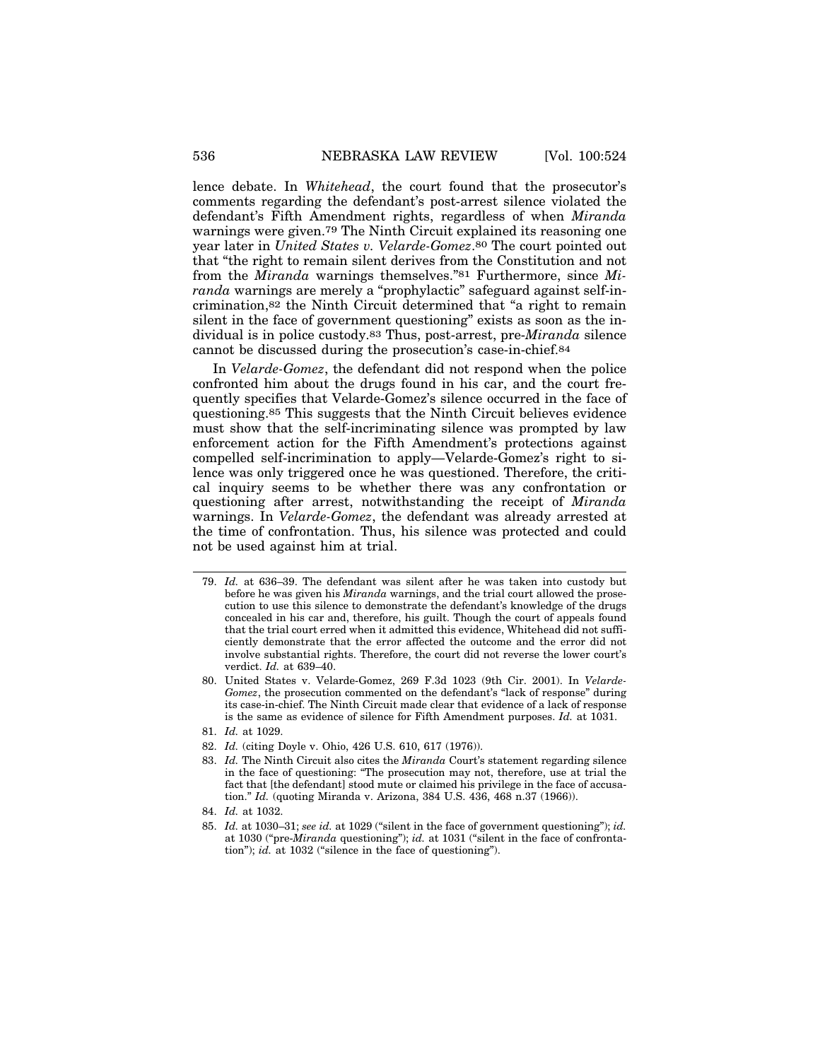lence debate. In *Whitehead*, the court found that the prosecutor's comments regarding the defendant's post-arrest silence violated the defendant's Fifth Amendment rights, regardless of when *Miranda* warnings were given.[79] The Ninth Circuit explained its reasoning one year later in *United States v. Velarde-Gomez*.[80] The court pointed out that "the right to remain silent derives from the Constitution and not from the *Miranda* warnings themselves."[81] Furthermore, since *Miranda* warnings are merely a "prophylactic" safeguard against self-incrimination,[82] the Ninth Circuit determined that "a right to remain silent in the face of government questioning" exists as soon as the individual is in police custody.[83] Thus, post-arrest, pre-*Miranda* silence cannot be discussed during the prosecution's case-in-chief.[84]

In *Velarde-Gomez*, the defendant did not respond when the police confronted him about the drugs found in his car, and the court frequently specifies that Velarde-Gomez's silence occurred in the face of questioning.[85] This suggests that the Ninth Circuit believes evidence must show that the self-incriminating silence was prompted by law enforcement action for the Fifth Amendment's protections against compelled self-incrimination to apply—Velarde-Gomez's right to silence was only triggered once he was questioned. Therefore, the critical inquiry seems to be whether there was any confrontation or questioning after arrest, notwithstanding the receipt of *Miranda* warnings. In *Velarde-Gomez*, the defendant was already arrested at the time of confrontation. Thus, his silence was protected and could not be used against him at trial.

---

79. *Id.* at 636–39. The defendant was silent after he was taken into custody but before he was given his *Miranda* warnings, and the trial court allowed the prosecution to use this silence to demonstrate the defendant's knowledge of the drugs concealed in his car and, therefore, his guilt. Though the court of appeals found that the trial court erred when it admitted this evidence, Whitehead did not sufficiently demonstrate that the error affected the outcome and the error did not involve substantial rights. Therefore, the court did not reverse the lower court's verdict. *Id.* at 639–40.

80. United States v. Velarde-Gomez, 269 F.3d 1023 (9th Cir. 2001). In *Velarde-Gomez*, the prosecution commented on the defendant's "lack of response" during its case-in-chief. The Ninth Circuit made clear that evidence of a lack of response is the same as evidence of silence for Fifth Amendment purposes. *Id.* at 1031.

81. *Id.* at 1029.

82. *Id.* (citing Doyle v. Ohio, 426 U.S. 610, 617 (1976)).

83. *Id.* The Ninth Circuit also cites the *Miranda* Court's statement regarding silence in the face of questioning: "The prosecution may not, therefore, use at trial the fact that [the defendant] stood mute or claimed his privilege in the face of accusation." *Id.* (quoting Miranda v. Arizona, 384 U.S. 436, 468 n.37 (1966)).

84. *Id.* at 1032.

85. *Id.* at 1030–31; *see id.* at 1029 ("silent in the face of government questioning"); *id.* at 1030 ("pre-*Miranda* questioning"); *id.* at 1031 ("silent in the face of confrontation"); *id.* at 1032 ("silence in the face of questioning").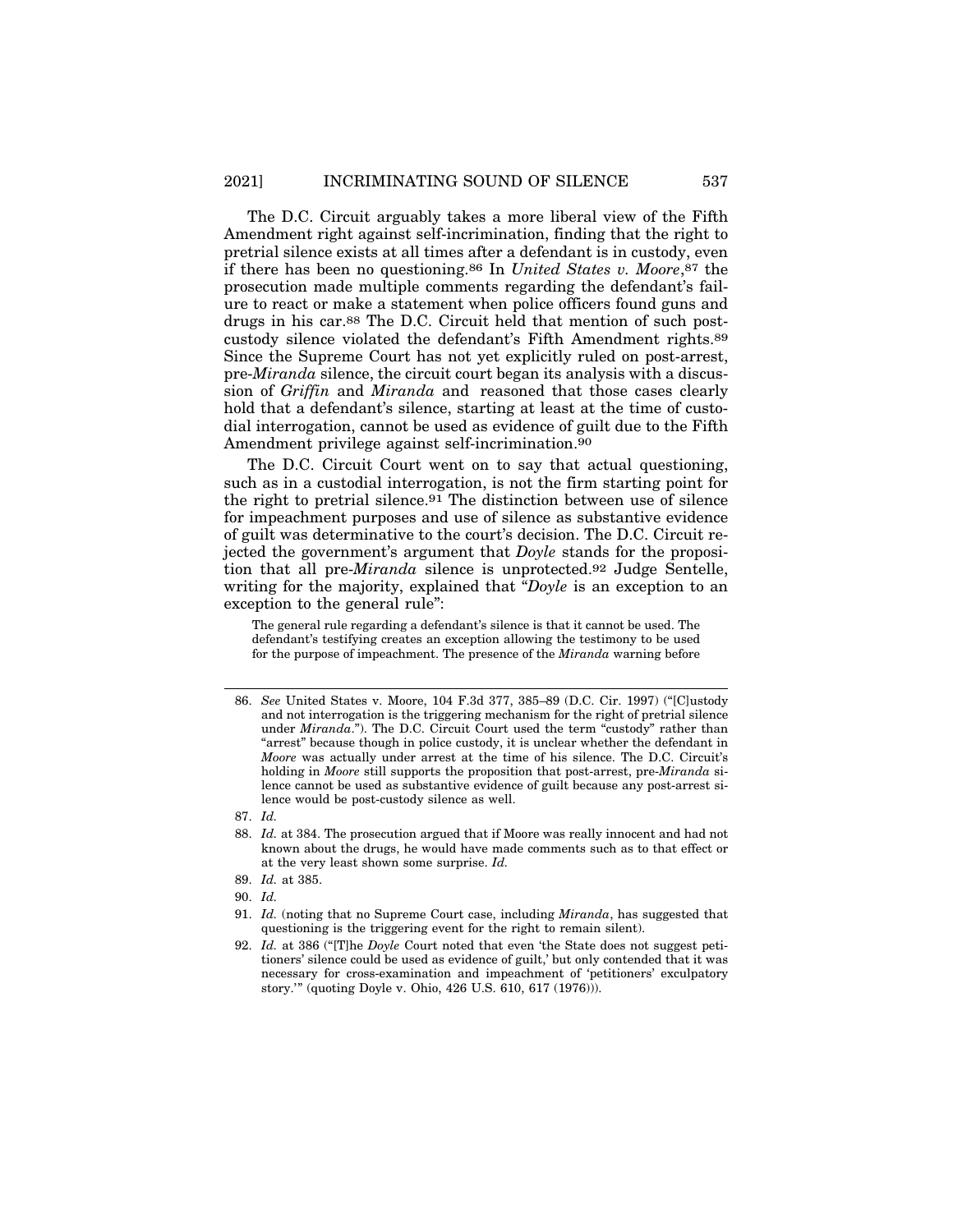The D.C. Circuit arguably takes a more liberal view of the Fifth Amendment right against self-incrimination, finding that the right to pretrial silence exists at all times after a defendant is in custody, even if there has been no questioning.[86] In *United States v. Moore*,[87] the prosecution made multiple comments regarding the defendant's failure to react or make a statement when police officers found guns and drugs in his car.[88] The D.C. Circuit held that mention of such post-custody silence violated the defendant's Fifth Amendment rights.[89] Since the Supreme Court has not yet explicitly ruled on post-arrest, pre-*Miranda* silence, the circuit court began its analysis with a discussion of *Griffin* and *Miranda* and reasoned that those cases clearly hold that a defendant's silence, starting at least at the time of custodial interrogation, cannot be used as evidence of guilt due to the Fifth Amendment privilege against self-incrimination.[90]

The D.C. Circuit Court went on to say that actual questioning, such as in a custodial interrogation, is not the firm starting point for the right to pretrial silence.[91] The distinction between use of silence for impeachment purposes and use of silence as substantive evidence of guilt was determinative to the court's decision. The D.C. Circuit rejected the government's argument that *Doyle* stands for the proposition that all pre-*Miranda* silence is unprotected.[92] Judge Sentelle, writing for the majority, explained that "*Doyle* is an exception to an exception to the general rule":

> The general rule regarding a defendant's silence is that it cannot be used. The defendant's testifying creates an exception allowing the testimony to be used for the purpose of impeachment. The presence of the *Miranda* warning before

---

86. *See* United States v. Moore, 104 F.3d 377, 385–89 (D.C. Cir. 1997) ("[C]ustody and not interrogation is the triggering mechanism for the right of pretrial silence under *Miranda*."). The D.C. Circuit Court used the term "custody" rather than "arrest" because though in police custody, it is unclear whether the defendant in *Moore* was actually under arrest at the time of his silence. The D.C. Circuit's holding in *Moore* still supports the proposition that post-arrest, pre-*Miranda* silence cannot be used as substantive evidence of guilt because any post-arrest silence would be post-custody silence as well.

87. *Id.*

88. *Id.* at 384. The prosecution argued that if Moore was really innocent and had not known about the drugs, he would have made comments such as to that effect or at the very least shown some surprise. *Id.*

89. *Id.* at 385.

90. *Id.*

91. *Id.* (noting that no Supreme Court case, including *Miranda*, has suggested that questioning is the triggering event for the right to remain silent).

92. *Id.* at 386 ("[T]he *Doyle* Court noted that even 'the State does not suggest petitioners' silence could be used as evidence of guilt,' but only contended that it was necessary for cross-examination and impeachment of 'petitioners' exculpatory story.'" (quoting Doyle v. Ohio, 426 U.S. 610, 617 (1976))).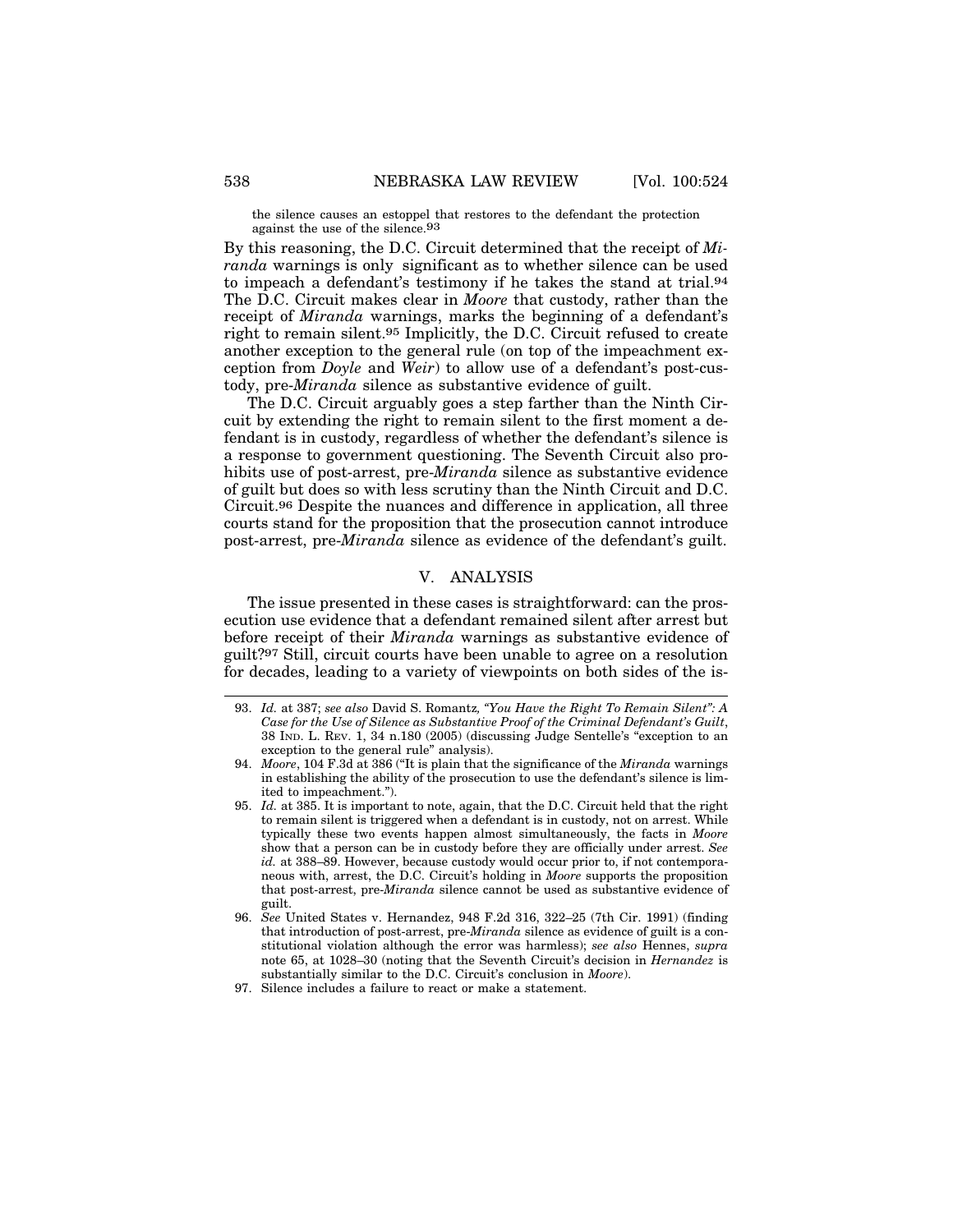the silence causes an estoppel that restores to the defendant the protection against the use of the silence.[93]

By this reasoning, the D.C. Circuit determined that the receipt of *Miranda* warnings is only significant as to whether silence can be used to impeach a defendant's testimony if he takes the stand at trial.[94] The D.C. Circuit makes clear in *Moore* that custody, rather than the receipt of *Miranda* warnings, marks the beginning of a defendant's right to remain silent.[95] Implicitly, the D.C. Circuit refused to create another exception to the general rule (on top of the impeachment exception from *Doyle* and *Weir*) to allow use of a defendant's post-custody, pre-*Miranda* silence as substantive evidence of guilt.

The D.C. Circuit arguably goes a step farther than the Ninth Circuit by extending the right to remain silent to the first moment a defendant is in custody, regardless of whether the defendant's silence is a response to government questioning. The Seventh Circuit also prohibits use of post-arrest, pre-*Miranda* silence as substantive evidence of guilt but does so with less scrutiny than the Ninth Circuit and D.C. Circuit.[96] Despite the nuances and difference in application, all three courts stand for the proposition that the prosecution cannot introduce post-arrest, pre-*Miranda* silence as evidence of the defendant's guilt.

## V. ANALYSIS

The issue presented in these cases is straightforward: can the prosecution use evidence that a defendant remained silent after arrest but before receipt of their *Miranda* warnings as substantive evidence of guilt?[97] Still, circuit courts have been unable to agree on a resolution for decades, leading to a variety of viewpoints on both sides of the is-

---

93. *Id.* at 387; *see also* David S. Romantz, *"You Have the Right To Remain Silent": A Case for the Use of Silence as Substantive Proof of the Criminal Defendant's Guilt*, 38 IND. L. REV. 1, 34 n.180 (2005) (discussing Judge Sentelle's "exception to an exception to the general rule" analysis).

94. *Moore*, 104 F.3d at 386 ("It is plain that the significance of the *Miranda* warnings in establishing the ability of the prosecution to use the defendant's silence is limited to impeachment.").

95. *Id.* at 385. It is important to note, again, that the D.C. Circuit held that the right to remain silent is triggered when a defendant is in custody, not on arrest. While typically these two events happen almost simultaneously, the facts in *Moore* show that a person can be in custody before they are officially under arrest. *See id.* at 388–89. However, because custody would occur prior to, if not contemporaneous with, arrest, the D.C. Circuit's holding in *Moore* supports the proposition that post-arrest, pre-*Miranda* silence cannot be used as substantive evidence of guilt.

96. *See* United States v. Hernandez, 948 F.2d 316, 322–25 (7th Cir. 1991) (finding that introduction of post-arrest, pre-*Miranda* silence as evidence of guilt is a constitutional violation although the error was harmless); *see also* Hennes, *supra* note 65, at 1028–30 (noting that the Seventh Circuit's decision in *Hernandez* is substantially similar to the D.C. Circuit's conclusion in *Moore*).

97. Silence includes a failure to react or make a statement.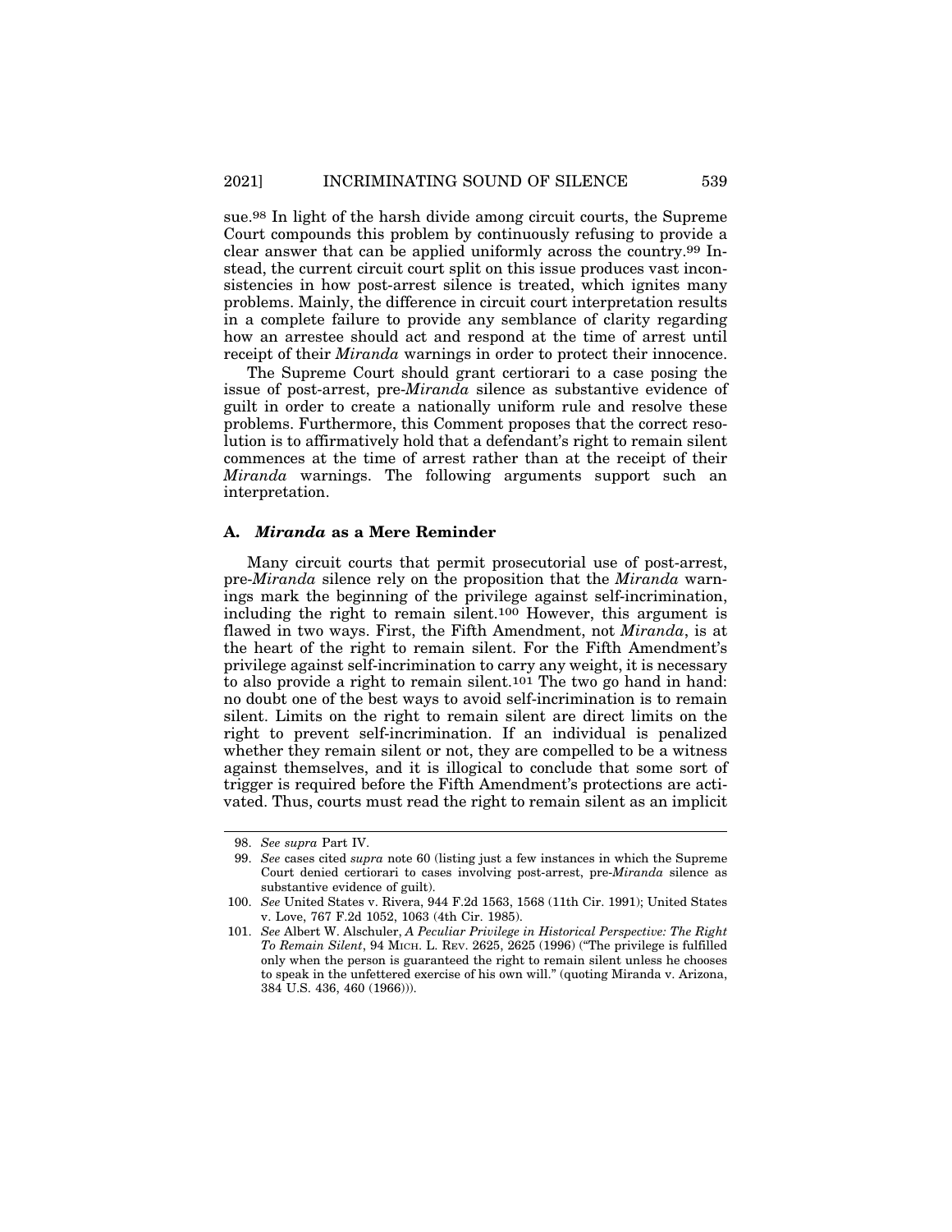sue.[98] In light of the harsh divide among circuit courts, the Supreme Court compounds this problem by continuously refusing to provide a clear answer that can be applied uniformly across the country.[99] Instead, the current circuit court split on this issue produces vast inconsistencies in how post-arrest silence is treated, which ignites many problems. Mainly, the difference in circuit court interpretation results in a complete failure to provide any semblance of clarity regarding how an arrestee should act and respond at the time of arrest until receipt of their *Miranda* warnings in order to protect their innocence.

The Supreme Court should grant certiorari to a case posing the issue of post-arrest, pre-*Miranda* silence as substantive evidence of guilt in order to create a nationally uniform rule and resolve these problems. Furthermore, this Comment proposes that the correct resolution is to affirmatively hold that a defendant's right to remain silent commences at the time of arrest rather than at the receipt of their *Miranda* warnings. The following arguments support such an interpretation.

### A. *Miranda* as a Mere Reminder

Many circuit courts that permit prosecutorial use of post-arrest, pre-*Miranda* silence rely on the proposition that the *Miranda* warnings mark the beginning of the privilege against self-incrimination, including the right to remain silent.[100] However, this argument is flawed in two ways. First, the Fifth Amendment, not *Miranda*, is at the heart of the right to remain silent. For the Fifth Amendment's privilege against self-incrimination to carry any weight, it is necessary to also provide a right to remain silent.[101] The two go hand in hand: no doubt one of the best ways to avoid self-incrimination is to remain silent. Limits on the right to remain silent are direct limits on the right to prevent self-incrimination. If an individual is penalized whether they remain silent or not, they are compelled to be a witness against themselves, and it is illogical to conclude that some sort of trigger is required before the Fifth Amendment's protections are activated. Thus, courts must read the right to remain silent as an implicit

---

98. *See supra* Part IV.

99. *See* cases cited *supra* note 60 (listing just a few instances in which the Supreme Court denied certiorari to cases involving post-arrest, pre-*Miranda* silence as substantive evidence of guilt).

100. *See* United States v. Rivera, 944 F.2d 1563, 1568 (11th Cir. 1991); United States v. Love, 767 F.2d 1052, 1063 (4th Cir. 1985).

101. *See* Albert W. Alschuler, *A Peculiar Privilege in Historical Perspective: The Right To Remain Silent*, 94 MICH. L. REV. 2625, 2625 (1996) ("The privilege is fulfilled only when the person is guaranteed the right to remain silent unless he chooses to speak in the unfettered exercise of his own will." (quoting Miranda v. Arizona, 384 U.S. 436, 460 (1966))).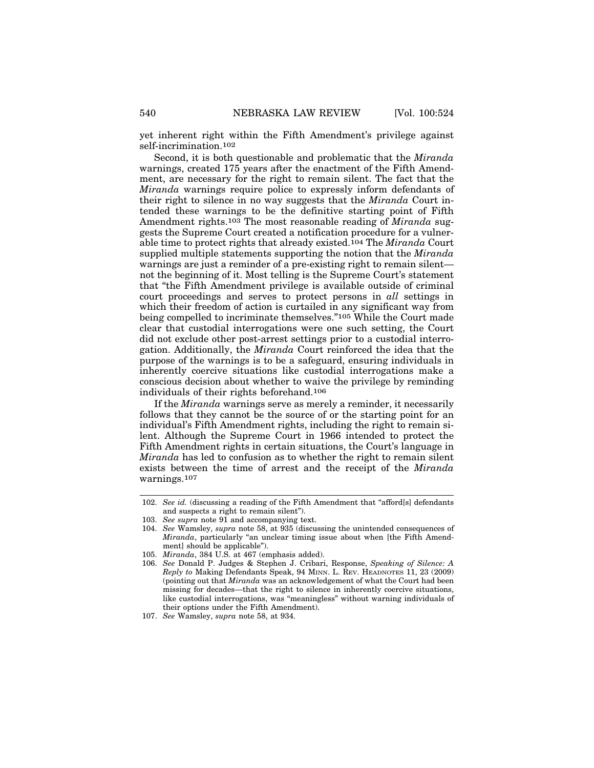yet inherent right within the Fifth Amendment's privilege against self-incrimination.[102]

Second, it is both questionable and problematic that the *Miranda* warnings, created 175 years after the enactment of the Fifth Amendment, are necessary for the right to remain silent. The fact that the *Miranda* warnings require police to expressly inform defendants of their right to silence in no way suggests that the *Miranda* Court intended these warnings to be the definitive starting point of Fifth Amendment rights.[103] The most reasonable reading of *Miranda* suggests the Supreme Court created a notification procedure for a vulnerable time to protect rights that already existed.[104] The *Miranda* Court supplied multiple statements supporting the notion that the *Miranda* warnings are just a reminder of a pre-existing right to remain silent—not the beginning of it. Most telling is the Supreme Court's statement that "the Fifth Amendment privilege is available outside of criminal court proceedings and serves to protect persons in *all* settings in which their freedom of action is curtailed in any significant way from being compelled to incriminate themselves."[105] While the Court made clear that custodial interrogations were one such setting, the Court did not exclude other post-arrest settings prior to a custodial interrogation. Additionally, the *Miranda* Court reinforced the idea that the purpose of the warnings is to be a safeguard, ensuring individuals in inherently coercive situations like custodial interrogations make a conscious decision about whether to waive the privilege by reminding individuals of their rights beforehand.[106]

If the *Miranda* warnings serve as merely a reminder, it necessarily follows that they cannot be the source of or the starting point for an individual's Fifth Amendment rights, including the right to remain silent. Although the Supreme Court in 1966 intended to protect the Fifth Amendment rights in certain situations, the Court's language in *Miranda* has led to confusion as to whether the right to remain silent exists between the time of arrest and the receipt of the *Miranda* warnings.[107]

---

102. *See id.* (discussing a reading of the Fifth Amendment that "afford[s] defendants and suspects a right to remain silent").
103. *See supra* note 91 and accompanying text.
104. *See* Wamsley, *supra* note 58, at 935 (discussing the unintended consequences of *Miranda*, particularly "an unclear timing issue about when [the Fifth Amendment] should be applicable").
105. *Miranda*, 384 U.S. at 467 (emphasis added).
106. *See* Donald P. Judges & Stephen J. Cribari, Response, *Speaking of Silence: A Reply to* Making Defendants Speak, 94 MINN. L. REV. HEADNOTES 11, 23 (2009) (pointing out that *Miranda* was an acknowledgement of what the Court had been missing for decades—that the right to silence in inherently coercive situations, like custodial interrogations, was "meaningless" without warning individuals of their options under the Fifth Amendment).
107. *See* Wamsley, *supra* note 58, at 934.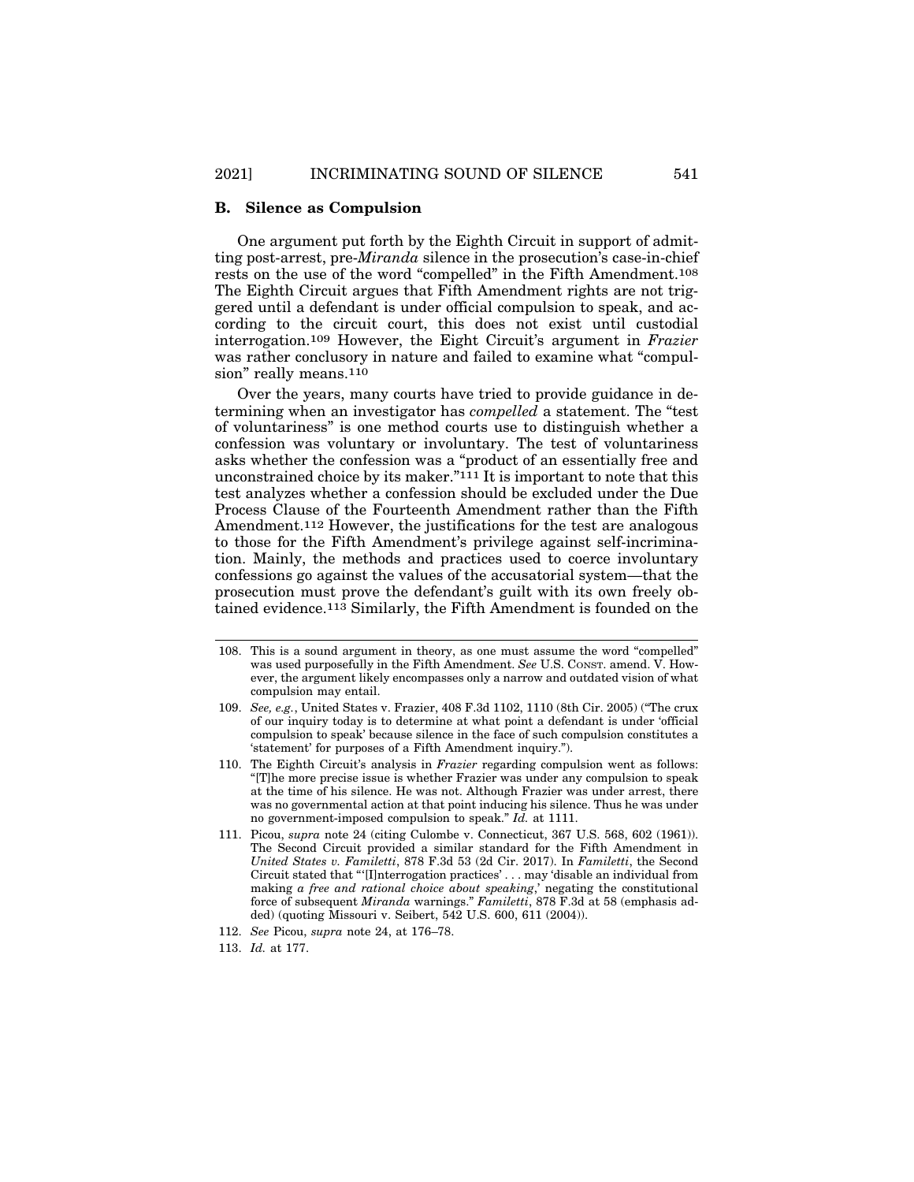### B. Silence as Compulsion

One argument put forth by the Eighth Circuit in support of admitting post-arrest, pre-*Miranda* silence in the prosecution's case-in-chief rests on the use of the word "compelled" in the Fifth Amendment.[108] The Eighth Circuit argues that Fifth Amendment rights are not triggered until a defendant is under official compulsion to speak, and according to the circuit court, this does not exist until custodial interrogation.[109] However, the Eight Circuit's argument in *Frazier* was rather conclusory in nature and failed to examine what "compulsion" really means.[110]

Over the years, many courts have tried to provide guidance in determining when an investigator has *compelled* a statement. The "test of voluntariness" is one method courts use to distinguish whether a confession was voluntary or involuntary. The test of voluntariness asks whether the confession was a "product of an essentially free and unconstrained choice by its maker."[111] It is important to note that this test analyzes whether a confession should be excluded under the Due Process Clause of the Fourteenth Amendment rather than the Fifth Amendment.[112] However, the justifications for the test are analogous to those for the Fifth Amendment's privilege against self-incrimination. Mainly, the methods and practices used to coerce involuntary confessions go against the values of the accusatorial system—that the prosecution must prove the defendant's guilt with its own freely obtained evidence.[113] Similarly, the Fifth Amendment is founded on the

---

108. This is a sound argument in theory, as one must assume the word "compelled" was used purposefully in the Fifth Amendment. *See* U.S. CONST. amend. V. However, the argument likely encompasses only a narrow and outdated vision of what compulsion may entail.

109. *See, e.g.*, United States v. Frazier, 408 F.3d 1102, 1110 (8th Cir. 2005) ("The crux of our inquiry today is to determine at what point a defendant is under 'official compulsion to speak' because silence in the face of such compulsion constitutes a 'statement' for purposes of a Fifth Amendment inquiry.").

110. The Eighth Circuit's analysis in *Frazier* regarding compulsion went as follows: "[T]he more precise issue is whether Frazier was under any compulsion to speak at the time of his silence. He was not. Although Frazier was under arrest, there was no governmental action at that point inducing his silence. Thus he was under no government-imposed compulsion to speak." *Id.* at 1111.

111. Picou, *supra* note 24 (citing Culombe v. Connecticut, 367 U.S. 568, 602 (1961)). The Second Circuit provided a similar standard for the Fifth Amendment in *United States v. Familetti*, 878 F.3d 53 (2d Cir. 2017). In *Familetti*, the Second Circuit stated that "'[I]nterrogation practices' . . . may 'disable an individual from making *a free and rational choice about speaking*,' negating the constitutional force of subsequent *Miranda* warnings." *Familetti*, 878 F.3d at 58 (emphasis added) (quoting Missouri v. Seibert, 542 U.S. 600, 611 (2004)).

112. *See* Picou, *supra* note 24, at 176–78.

113. *Id.* at 177.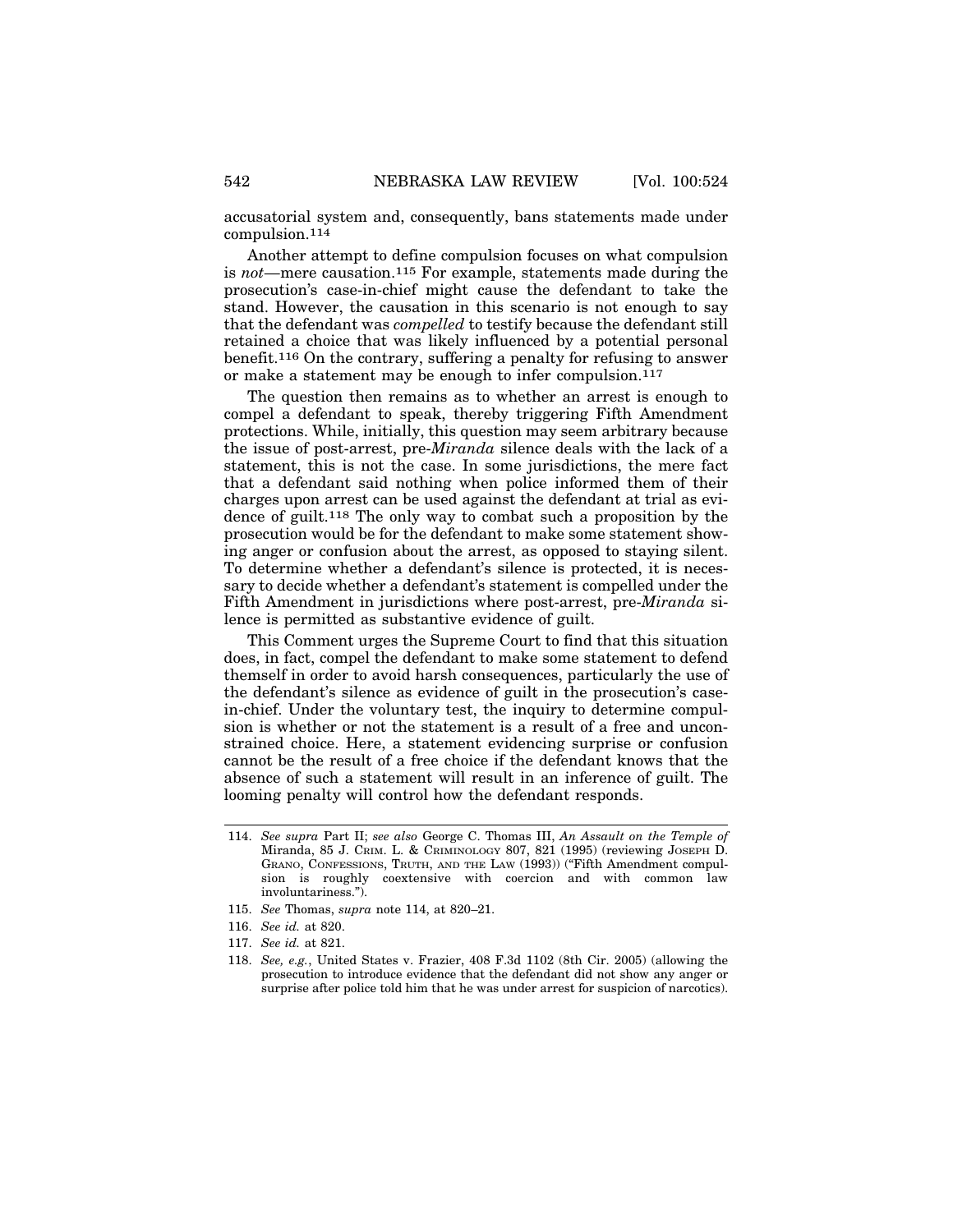accusatorial system and, consequently, bans statements made under compulsion.[114]

Another attempt to define compulsion focuses on what compulsion is *not*—mere causation.[115] For example, statements made during the prosecution's case-in-chief might cause the defendant to take the stand. However, the causation in this scenario is not enough to say that the defendant was *compelled* to testify because the defendant still retained a choice that was likely influenced by a potential personal benefit.[116] On the contrary, suffering a penalty for refusing to answer or make a statement may be enough to infer compulsion.[117]

The question then remains as to whether an arrest is enough to compel a defendant to speak, thereby triggering Fifth Amendment protections. While, initially, this question may seem arbitrary because the issue of post-arrest, pre-*Miranda* silence deals with the lack of a statement, this is not the case. In some jurisdictions, the mere fact that a defendant said nothing when police informed them of their charges upon arrest can be used against the defendant at trial as evidence of guilt.[118] The only way to combat such a proposition by the prosecution would be for the defendant to make some statement showing anger or confusion about the arrest, as opposed to staying silent. To determine whether a defendant's silence is protected, it is necessary to decide whether a defendant's statement is compelled under the Fifth Amendment in jurisdictions where post-arrest, pre-*Miranda* silence is permitted as substantive evidence of guilt.

This Comment urges the Supreme Court to find that this situation does, in fact, compel the defendant to make some statement to defend themself in order to avoid harsh consequences, particularly the use of the defendant's silence as evidence of guilt in the prosecution's case-in-chief. Under the voluntary test, the inquiry to determine compulsion is whether or not the statement is a result of a free and unconstrained choice. Here, a statement evidencing surprise or confusion cannot be the result of a free choice if the defendant knows that the absence of such a statement will result in an inference of guilt. The looming penalty will control how the defendant responds.

---

114. *See supra* Part II; *see also* George C. Thomas III, *An Assault on the Temple of* Miranda, 85 J. CRIM. L. & CRIMINOLOGY 807, 821 (1995) (reviewing JOSEPH D. GRANO, CONFESSIONS, TRUTH, AND THE LAW (1993)) ("Fifth Amendment compulsion is roughly coextensive with coercion and with common law involuntariness.").

115. *See* Thomas, *supra* note 114, at 820–21.

116. *See id.* at 820.

117. *See id.* at 821.

118. *See, e.g.*, United States v. Frazier, 408 F.3d 1102 (8th Cir. 2005) (allowing the prosecution to introduce evidence that the defendant did not show any anger or surprise after police told him that he was under arrest for suspicion of narcotics).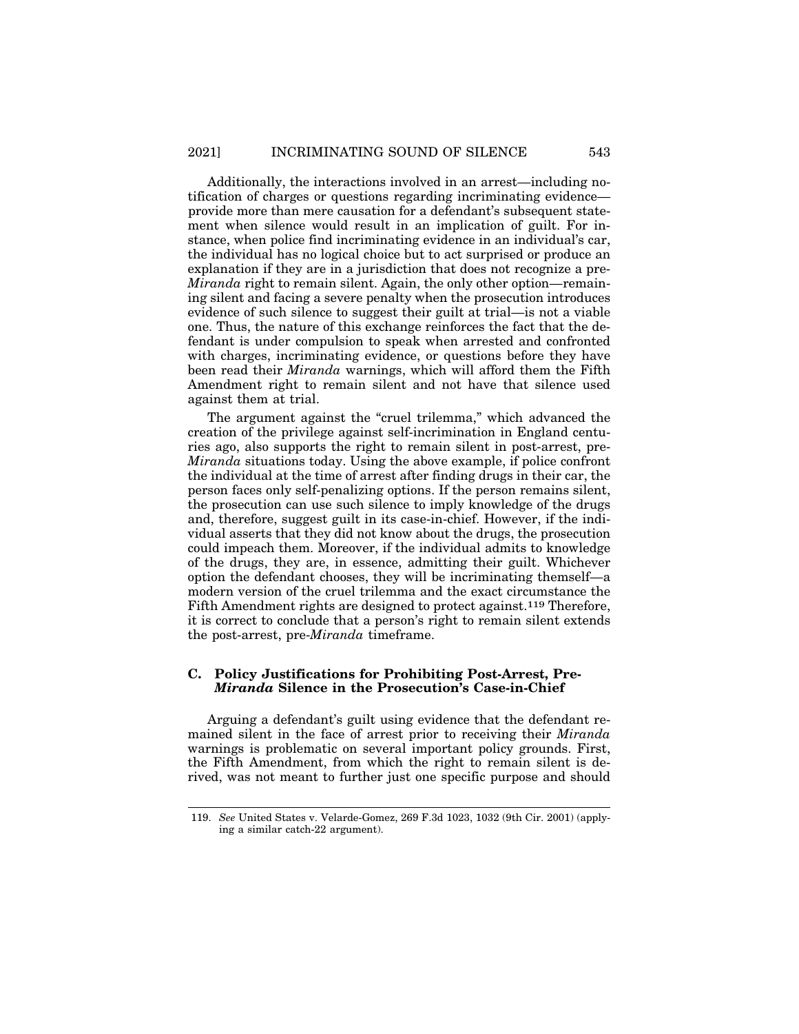Additionally, the interactions involved in an arrest—including notification of charges or questions regarding incriminating evidence—provide more than mere causation for a defendant's subsequent statement when silence would result in an implication of guilt. For instance, when police find incriminating evidence in an individual's car, the individual has no logical choice but to act surprised or produce an explanation if they are in a jurisdiction that does not recognize a pre-*Miranda* right to remain silent. Again, the only other option—remaining silent and facing a severe penalty when the prosecution introduces evidence of such silence to suggest their guilt at trial—is not a viable one. Thus, the nature of this exchange reinforces the fact that the defendant is under compulsion to speak when arrested and confronted with charges, incriminating evidence, or questions before they have been read their *Miranda* warnings, which will afford them the Fifth Amendment right to remain silent and not have that silence used against them at trial.

The argument against the "cruel trilemma," which advanced the creation of the privilege against self-incrimination in England centuries ago, also supports the right to remain silent in post-arrest, pre-*Miranda* situations today. Using the above example, if police confront the individual at the time of arrest after finding drugs in their car, the person faces only self-penalizing options. If the person remains silent, the prosecution can use such silence to imply knowledge of the drugs and, therefore, suggest guilt in its case-in-chief. However, if the individual asserts that they did not know about the drugs, the prosecution could impeach them. Moreover, if the individual admits to knowledge of the drugs, they are, in essence, admitting their guilt. Whichever option the defendant chooses, they will be incriminating themself—a modern version of the cruel trilemma and the exact circumstance the Fifth Amendment rights are designed to protect against.[119] Therefore, it is correct to conclude that a person's right to remain silent extends the post-arrest, pre-*Miranda* timeframe.

### C. Policy Justifications for Prohibiting Post-Arrest, Pre-*Miranda* Silence in the Prosecution's Case-in-Chief

Arguing a defendant's guilt using evidence that the defendant remained silent in the face of arrest prior to receiving their *Miranda* warnings is problematic on several important policy grounds. First, the Fifth Amendment, from which the right to remain silent is derived, was not meant to further just one specific purpose and should

---

119. *See* United States v. Velarde-Gomez, 269 F.3d 1023, 1032 (9th Cir. 2001) (applying a similar catch-22 argument).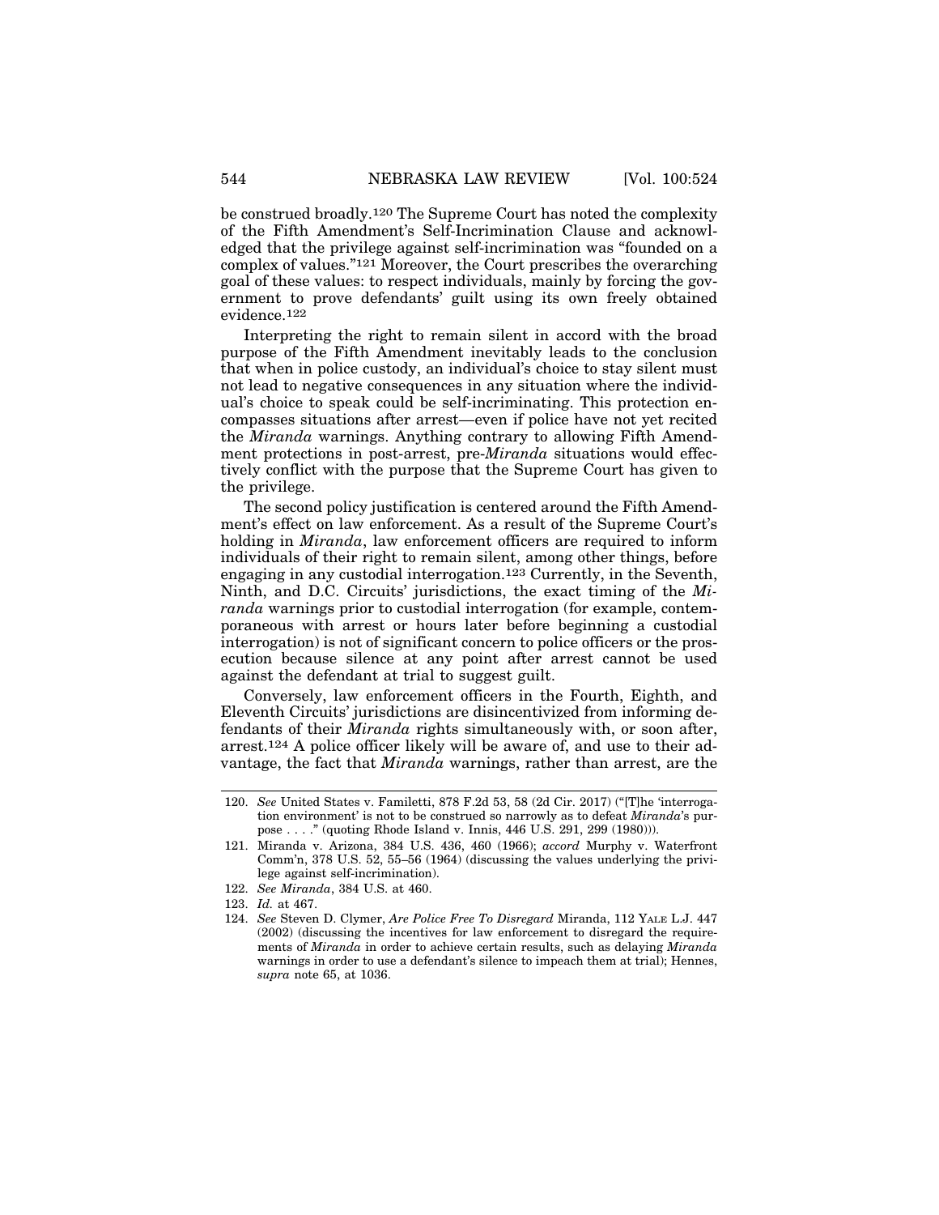be construed broadly.[120] The Supreme Court has noted the complexity of the Fifth Amendment's Self-Incrimination Clause and acknowledged that the privilege against self-incrimination was "founded on a complex of values."[121] Moreover, the Court prescribes the overarching goal of these values: to respect individuals, mainly by forcing the government to prove defendants' guilt using its own freely obtained evidence.[122]

Interpreting the right to remain silent in accord with the broad purpose of the Fifth Amendment inevitably leads to the conclusion that when in police custody, an individual's choice to stay silent must not lead to negative consequences in any situation where the individual's choice to speak could be self-incriminating. This protection encompasses situations after arrest—even if police have not yet recited the *Miranda* warnings. Anything contrary to allowing Fifth Amendment protections in post-arrest, pre-*Miranda* situations would effectively conflict with the purpose that the Supreme Court has given to the privilege.

The second policy justification is centered around the Fifth Amendment's effect on law enforcement. As a result of the Supreme Court's holding in *Miranda*, law enforcement officers are required to inform individuals of their right to remain silent, among other things, before engaging in any custodial interrogation.[123] Currently, in the Seventh, Ninth, and D.C. Circuits' jurisdictions, the exact timing of the *Miranda* warnings prior to custodial interrogation (for example, contemporaneous with arrest or hours later before beginning a custodial interrogation) is not of significant concern to police officers or the prosecution because silence at any point after arrest cannot be used against the defendant at trial to suggest guilt.

Conversely, law enforcement officers in the Fourth, Eighth, and Eleventh Circuits' jurisdictions are disincentivized from informing defendants of their *Miranda* rights simultaneously with, or soon after, arrest.[124] A police officer likely will be aware of, and use to their advantage, the fact that *Miranda* warnings, rather than arrest, are the

---

120. *See* United States v. Familetti, 878 F.2d 53, 58 (2d Cir. 2017) ("[T]he 'interrogation environment' is not to be construed so narrowly as to defeat *Miranda*'s purpose . . . ." (quoting Rhode Island v. Innis, 446 U.S. 291, 299 (1980))).

121. Miranda v. Arizona, 384 U.S. 436, 460 (1966); *accord* Murphy v. Waterfront Comm'n, 378 U.S. 52, 55–56 (1964) (discussing the values underlying the privilege against self-incrimination).

122. *See Miranda*, 384 U.S. at 460.

123. *Id.* at 467.

124. *See* Steven D. Clymer, *Are Police Free To Disregard* Miranda, 112 YALE L.J. 447 (2002) (discussing the incentives for law enforcement to disregard the requirements of *Miranda* in order to achieve certain results, such as delaying *Miranda* warnings in order to use a defendant's silence to impeach them at trial); Hennes, *supra* note 65, at 1036.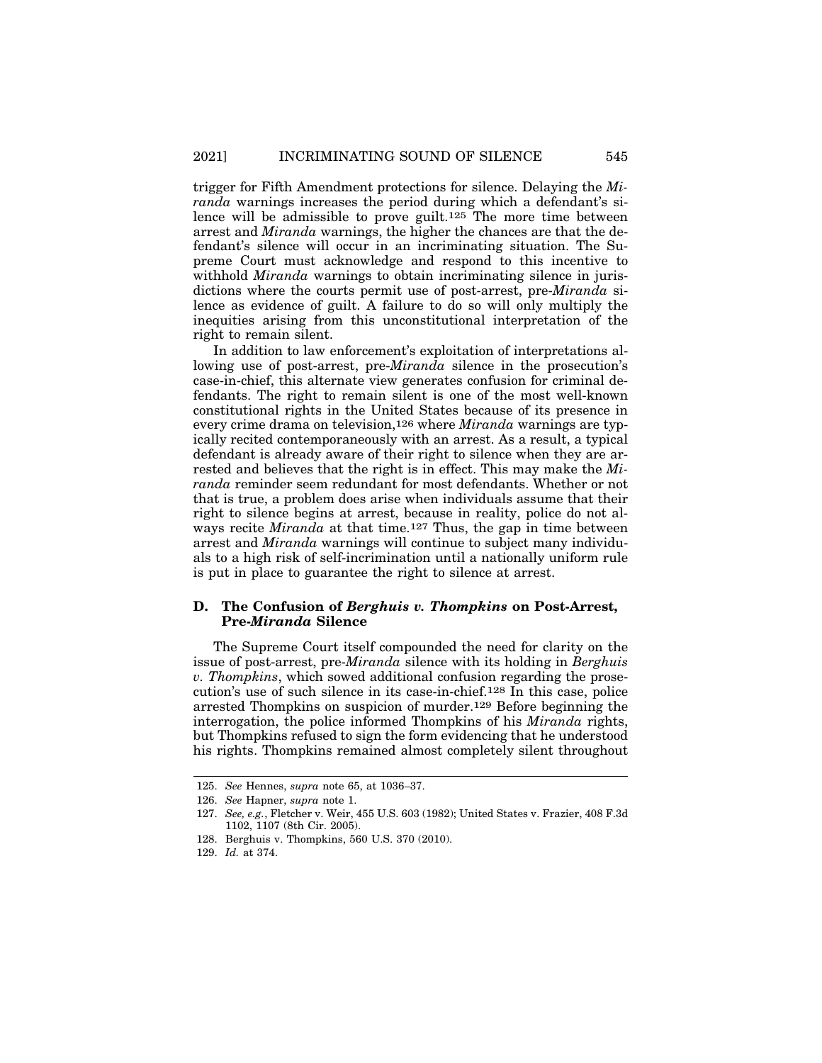trigger for Fifth Amendment protections for silence. Delaying the *Miranda* warnings increases the period during which a defendant's silence will be admissible to prove guilt.[125] The more time between arrest and *Miranda* warnings, the higher the chances are that the defendant's silence will occur in an incriminating situation. The Supreme Court must acknowledge and respond to this incentive to withhold *Miranda* warnings to obtain incriminating silence in jurisdictions where the courts permit use of post-arrest, pre-*Miranda* silence as evidence of guilt. A failure to do so will only multiply the inequities arising from this unconstitutional interpretation of the right to remain silent.

In addition to law enforcement's exploitation of interpretations allowing use of post-arrest, pre-*Miranda* silence in the prosecution's case-in-chief, this alternate view generates confusion for criminal defendants. The right to remain silent is one of the most well-known constitutional rights in the United States because of its presence in every crime drama on television,[126] where *Miranda* warnings are typically recited contemporaneously with an arrest. As a result, a typical defendant is already aware of their right to silence when they are arrested and believes that the right is in effect. This may make the *Miranda* reminder seem redundant for most defendants. Whether or not that is true, a problem does arise when individuals assume that their right to silence begins at arrest, because in reality, police do not always recite *Miranda* at that time.[127] Thus, the gap in time between arrest and *Miranda* warnings will continue to subject many individuals to a high risk of self-incrimination until a nationally uniform rule is put in place to guarantee the right to silence at arrest.

### D. The Confusion of *Berghuis v. Thompkins* on Post-Arrest, Pre-*Miranda* Silence

The Supreme Court itself compounded the need for clarity on the issue of post-arrest, pre-*Miranda* silence with its holding in *Berghuis v. Thompkins*, which sowed additional confusion regarding the prosecution's use of such silence in its case-in-chief.[128] In this case, police arrested Thompkins on suspicion of murder.[129] Before beginning the interrogation, the police informed Thompkins of his *Miranda* rights, but Thompkins refused to sign the form evidencing that he understood his rights. Thompkins remained almost completely silent throughout

---

125. *See* Hennes, *supra* note 65, at 1036–37.

126. *See* Hapner, *supra* note 1.

127. *See, e.g.*, Fletcher v. Weir, 455 U.S. 603 (1982); United States v. Frazier, 408 F.3d 1102, 1107 (8th Cir. 2005).

128. Berghuis v. Thompkins, 560 U.S. 370 (2010).

129. *Id.* at 374.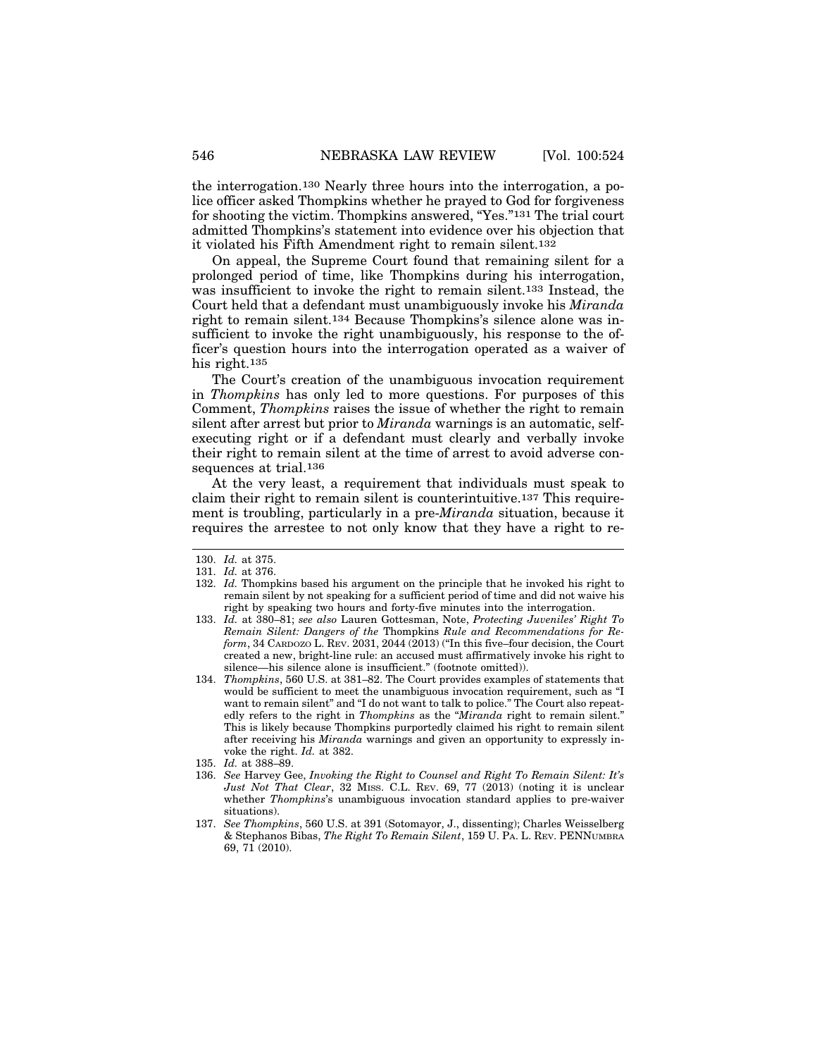the interrogation.[130] Nearly three hours into the interrogation, a police officer asked Thompkins whether he prayed to God for forgiveness for shooting the victim. Thompkins answered, "Yes."[131] The trial court admitted Thompkins's statement into evidence over his objection that it violated his Fifth Amendment right to remain silent.[132]

On appeal, the Supreme Court found that remaining silent for a prolonged period of time, like Thompkins during his interrogation, was insufficient to invoke the right to remain silent.[133] Instead, the Court held that a defendant must unambiguously invoke his *Miranda* right to remain silent.[134] Because Thompkins's silence alone was insufficient to invoke the right unambiguously, his response to the officer's question hours into the interrogation operated as a waiver of his right.[135]

The Court's creation of the unambiguous invocation requirement in *Thompkins* has only led to more questions. For purposes of this Comment, *Thompkins* raises the issue of whether the right to remain silent after arrest but prior to *Miranda* warnings is an automatic, self-executing right or if a defendant must clearly and verbally invoke their right to remain silent at the time of arrest to avoid adverse consequences at trial.[136]

At the very least, a requirement that individuals must speak to claim their right to remain silent is counterintuitive.[137] This requirement is troubling, particularly in a pre-*Miranda* situation, because it requires the arrestee to not only know that they have a right to re-

---

130. *Id.* at 375.

131. *Id.* at 376.

132. *Id.* Thompkins based his argument on the principle that he invoked his right to remain silent by not speaking for a sufficient period of time and did not waive his right by speaking two hours and forty-five minutes into the interrogation.

133. *Id.* at 380–81; *see also* Lauren Gottesman, Note, *Protecting Juveniles' Right To Remain Silent: Dangers of the* Thompkins *Rule and Recommendations for Reform*, 34 CARDOZO L. REV. 2031, 2044 (2013) ("In this five–four decision, the Court created a new, bright-line rule: an accused must affirmatively invoke his right to silence—his silence alone is insufficient." (footnote omitted)).

134. *Thompkins*, 560 U.S. at 381–82. The Court provides examples of statements that would be sufficient to meet the unambiguous invocation requirement, such as "I want to remain silent" and "I do not want to talk to police." The Court also repeatedly refers to the right in *Thompkins* as the "*Miranda* right to remain silent." This is likely because Thompkins purportedly claimed his right to remain silent after receiving his *Miranda* warnings and given an opportunity to expressly invoke the right. *Id.* at 382.

135. *Id.* at 388–89.

136. *See* Harvey Gee, *Invoking the Right to Counsel and Right To Remain Silent: It's Just Not That Clear*, 32 MISS. C.L. REV. 69, 77 (2013) (noting it is unclear whether *Thompkins*'s unambiguous invocation standard applies to pre-waiver situations).

137. *See Thompkins*, 560 U.S. at 391 (Sotomayor, J., dissenting); Charles Weisselberg & Stephanos Bibas, *The Right To Remain Silent*, 159 U. PA. L. REV. PENNUMBRA 69, 71 (2010).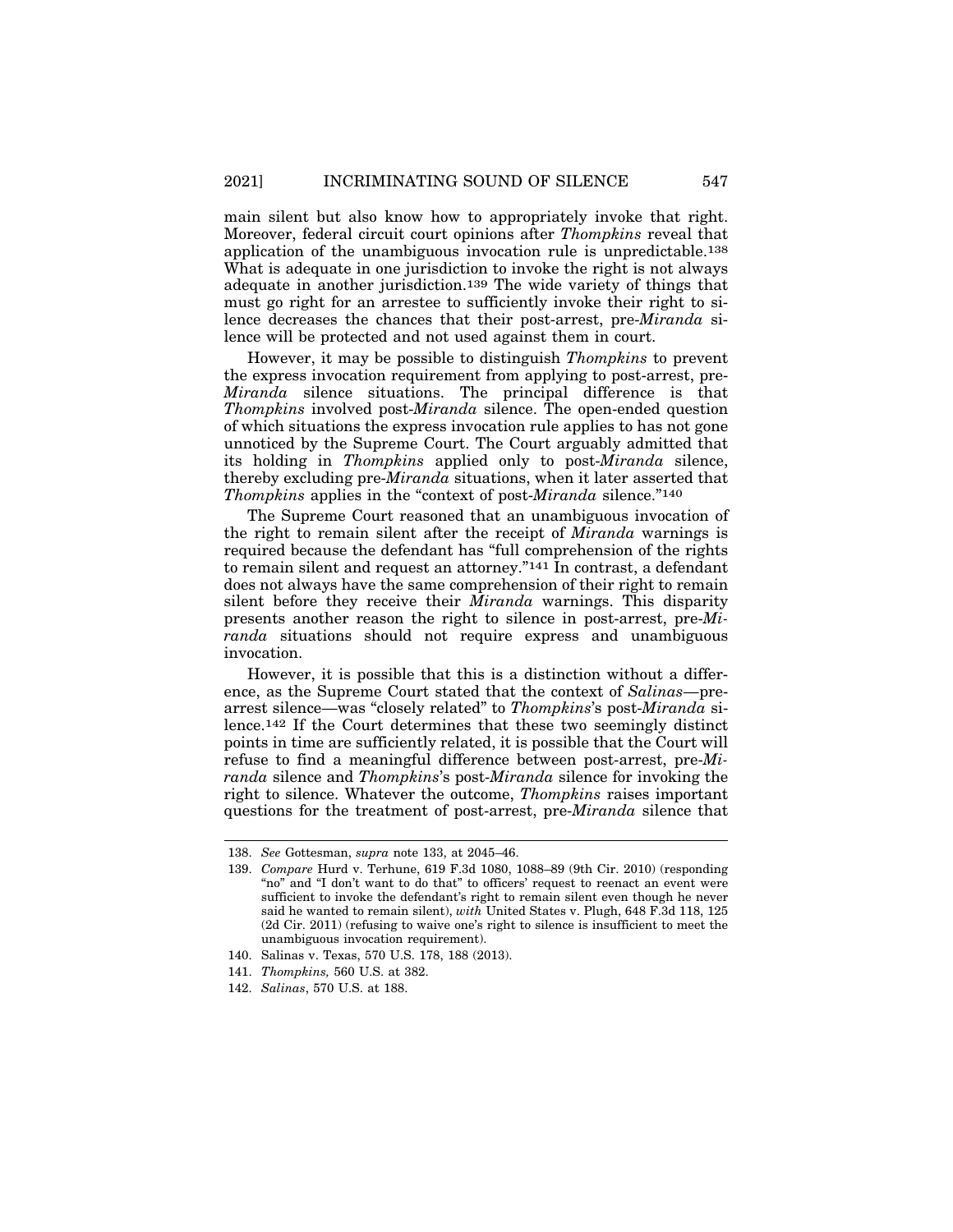main silent but also know how to appropriately invoke that right. Moreover, federal circuit court opinions after *Thompkins* reveal that application of the unambiguous invocation rule is unpredictable.[138] What is adequate in one jurisdiction to invoke the right is not always adequate in another jurisdiction.[139] The wide variety of things that must go right for an arrestee to sufficiently invoke their right to silence decreases the chances that their post-arrest, pre-*Miranda* silence will be protected and not used against them in court.

However, it may be possible to distinguish *Thompkins* to prevent the express invocation requirement from applying to post-arrest, pre-*Miranda* silence situations. The principal difference is that *Thompkins* involved post-*Miranda* silence. The open-ended question of which situations the express invocation rule applies to has not gone unnoticed by the Supreme Court. The Court arguably admitted that its holding in *Thompkins* applied only to post-*Miranda* silence, thereby excluding pre-*Miranda* situations, when it later asserted that *Thompkins* applies in the "context of post-*Miranda* silence."[140]

The Supreme Court reasoned that an unambiguous invocation of the right to remain silent after the receipt of *Miranda* warnings is required because the defendant has "full comprehension of the rights to remain silent and request an attorney."[141] In contrast, a defendant does not always have the same comprehension of their right to remain silent before they receive their *Miranda* warnings. This disparity presents another reason the right to silence in post-arrest, pre-*Miranda* situations should not require express and unambiguous invocation.

However, it is possible that this is a distinction without a difference, as the Supreme Court stated that the context of *Salinas*—pre-arrest silence—was "closely related" to *Thompkins*'s post-*Miranda* silence.[142] If the Court determines that these two seemingly distinct points in time are sufficiently related, it is possible that the Court will refuse to find a meaningful difference between post-arrest, pre-*Miranda* silence and *Thompkins*'s post-*Miranda* silence for invoking the right to silence. Whatever the outcome, *Thompkins* raises important questions for the treatment of post-arrest, pre-*Miranda* silence that

---

138. *See* Gottesman, *supra* note 133, at 2045–46.

139. *Compare* Hurd v. Terhune, 619 F.3d 1080, 1088–89 (9th Cir. 2010) (responding "no" and "I don't want to do that" to officers' request to reenact an event were sufficient to invoke the defendant's right to remain silent even though he never said he wanted to remain silent), *with* United States v. Plugh, 648 F.3d 118, 125 (2d Cir. 2011) (refusing to waive one's right to silence is insufficient to meet the unambiguous invocation requirement).

140. Salinas v. Texas, 570 U.S. 178, 188 (2013).

141. *Thompkins,* 560 U.S. at 382.

142. *Salinas*, 570 U.S. at 188.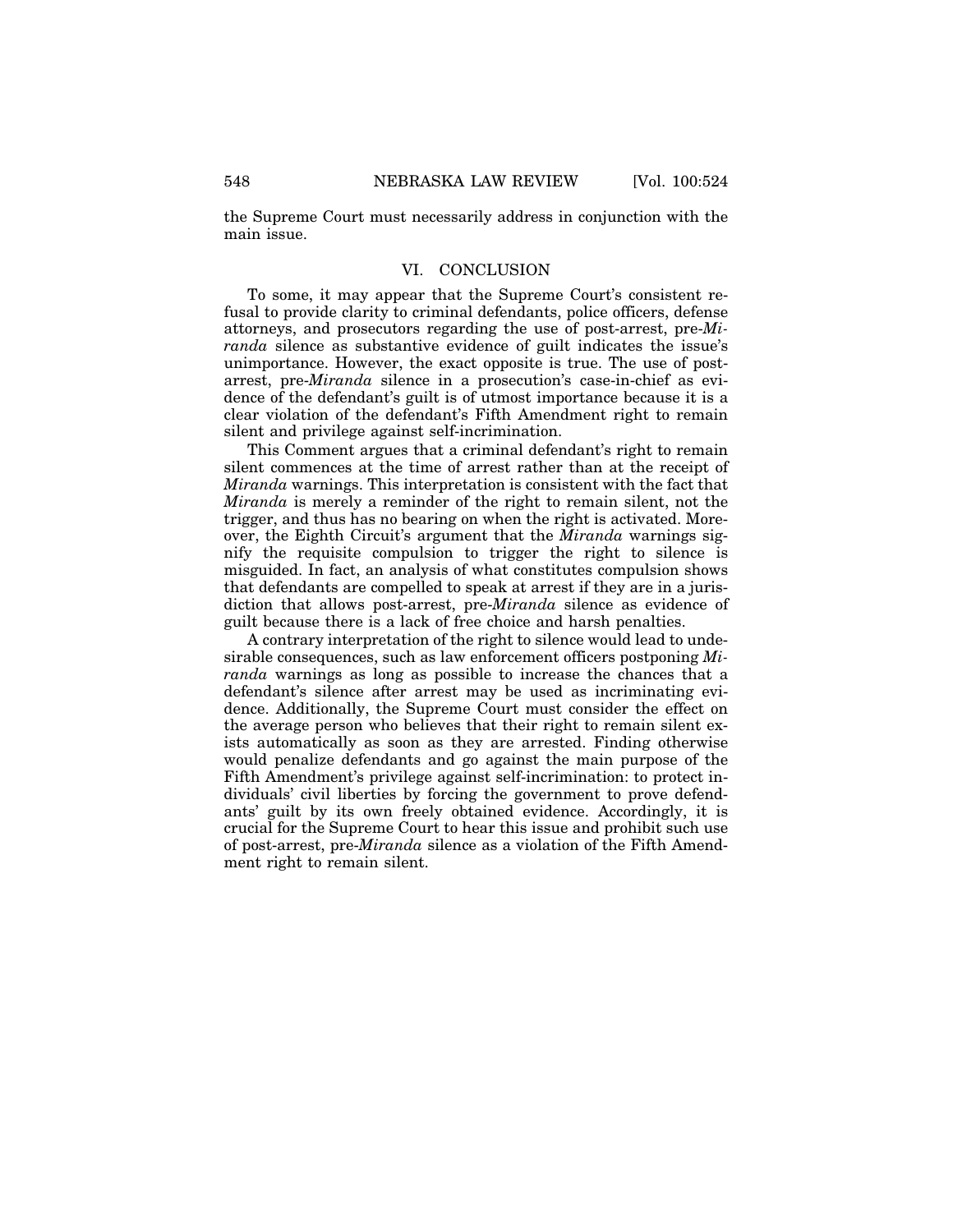the Supreme Court must necessarily address in conjunction with the main issue.

## VI. CONCLUSION

To some, it may appear that the Supreme Court's consistent refusal to provide clarity to criminal defendants, police officers, defense attorneys, and prosecutors regarding the use of post-arrest, pre-*Miranda* silence as substantive evidence of guilt indicates the issue's unimportance. However, the exact opposite is true. The use of post-arrest, pre-*Miranda* silence in a prosecution's case-in-chief as evidence of the defendant's guilt is of utmost importance because it is a clear violation of the defendant's Fifth Amendment right to remain silent and privilege against self-incrimination.

This Comment argues that a criminal defendant's right to remain silent commences at the time of arrest rather than at the receipt of *Miranda* warnings. This interpretation is consistent with the fact that *Miranda* is merely a reminder of the right to remain silent, not the trigger, and thus has no bearing on when the right is activated. Moreover, the Eighth Circuit's argument that the *Miranda* warnings signify the requisite compulsion to trigger the right to silence is misguided. In fact, an analysis of what constitutes compulsion shows that defendants are compelled to speak at arrest if they are in a jurisdiction that allows post-arrest, pre-*Miranda* silence as evidence of guilt because there is a lack of free choice and harsh penalties.

A contrary interpretation of the right to silence would lead to undesirable consequences, such as law enforcement officers postponing *Miranda* warnings as long as possible to increase the chances that a defendant's silence after arrest may be used as incriminating evidence. Additionally, the Supreme Court must consider the effect on the average person who believes that their right to remain silent exists automatically as soon as they are arrested. Finding otherwise would penalize defendants and go against the main purpose of the Fifth Amendment's privilege against self-incrimination: to protect individuals' civil liberties by forcing the government to prove defendants' guilt by its own freely obtained evidence. Accordingly, it is crucial for the Supreme Court to hear this issue and prohibit such use of post-arrest, pre-*Miranda* silence as a violation of the Fifth Amendment right to remain silent.